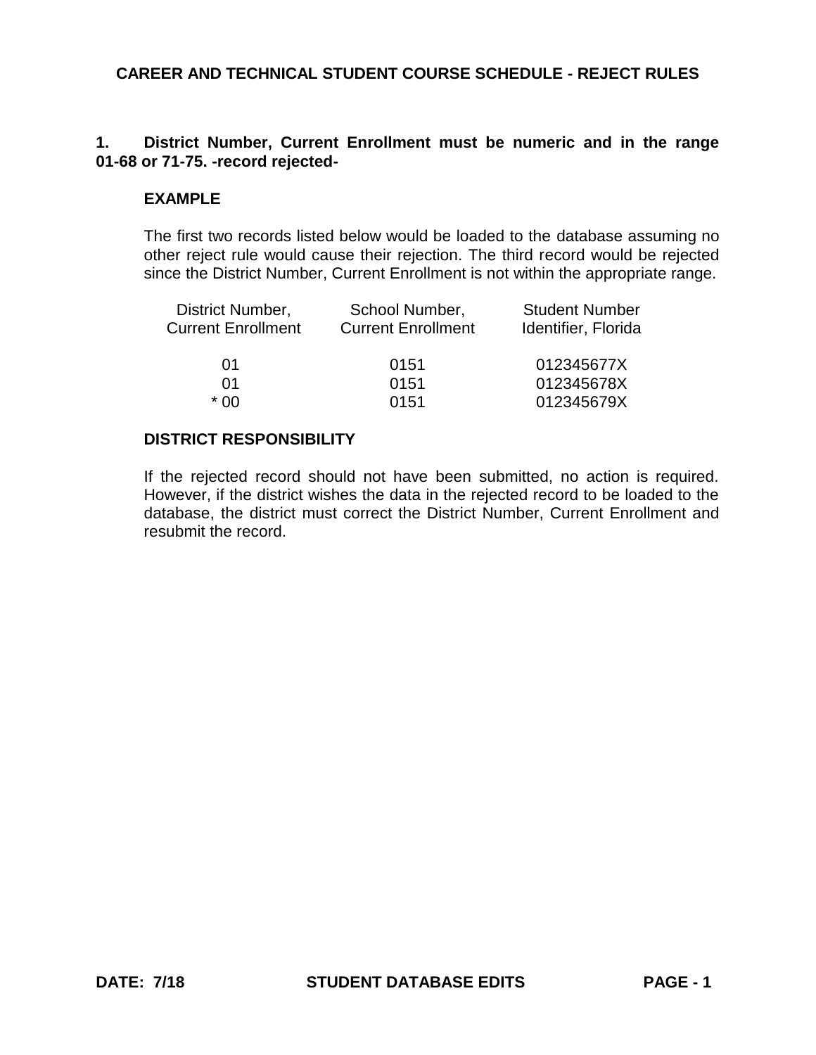# CAREER AND TECHNICAL STUDENT COURSE SCHEDULE - REJECT RULES

**1. District Number, Current Enrollment must be numeric and in the range 01-68 or 71-75. -record rejected-**

**EXAMPLE**

The first two records listed below would be loaded to the database assuming no other reject rule would cause their rejection. The third record would be rejected since the District Number, Current Enrollment is not within the appropriate range.

| District Number, Current Enrollment | School Number, Current Enrollment | Student Number Identifier, Florida |
|---|---|---|
| 01 | 0151 | 012345677X |
| 01 | 0151 | 012345678X |
| * 00 | 0151 | 012345679X |

**DISTRICT RESPONSIBILITY**

If the rejected record should not have been submitted, no action is required. However, if the district wishes the data in the rejected record to be loaded to the database, the district must correct the District Number, Current Enrollment and resubmit the record.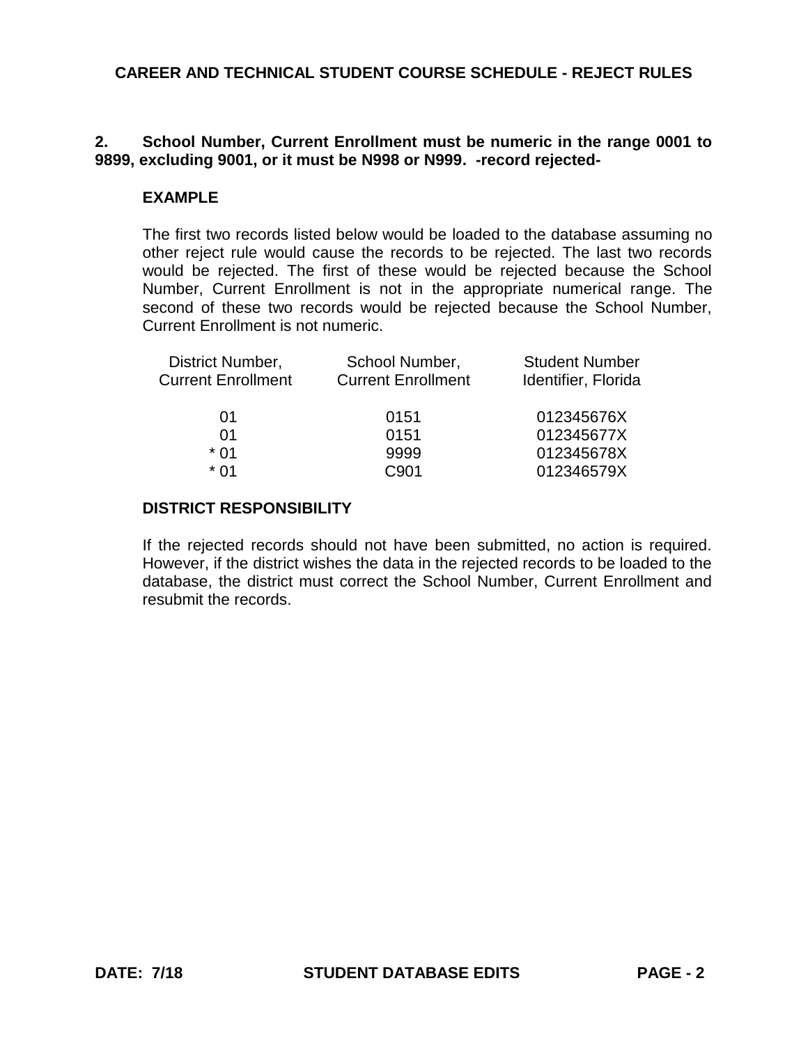# CAREER AND TECHNICAL STUDENT COURSE SCHEDULE - REJECT RULES

**2. School Number, Current Enrollment must be numeric in the range 0001 to 9899, excluding 9001, or it must be N998 or N999. -record rejected-**

**EXAMPLE**

The first two records listed below would be loaded to the database assuming no other reject rule would cause the records to be rejected. The last two records would be rejected. The first of these would be rejected because the School Number, Current Enrollment is not in the appropriate numerical range. The second of these two records would be rejected because the School Number, Current Enrollment is not numeric.

| District Number, Current Enrollment | School Number, Current Enrollment | Student Number Identifier, Florida |
|---|---|---|
| 01 | 0151 | 012345676X |
| 01 | 0151 | 012345677X |
| * 01 | 9999 | 012345678X |
| * 01 | C901 | 012346579X |

**DISTRICT RESPONSIBILITY**

If the rejected records should not have been submitted, no action is required. However, if the district wishes the data in the rejected records to be loaded to the database, the district must correct the School Number, Current Enrollment and resubmit the records.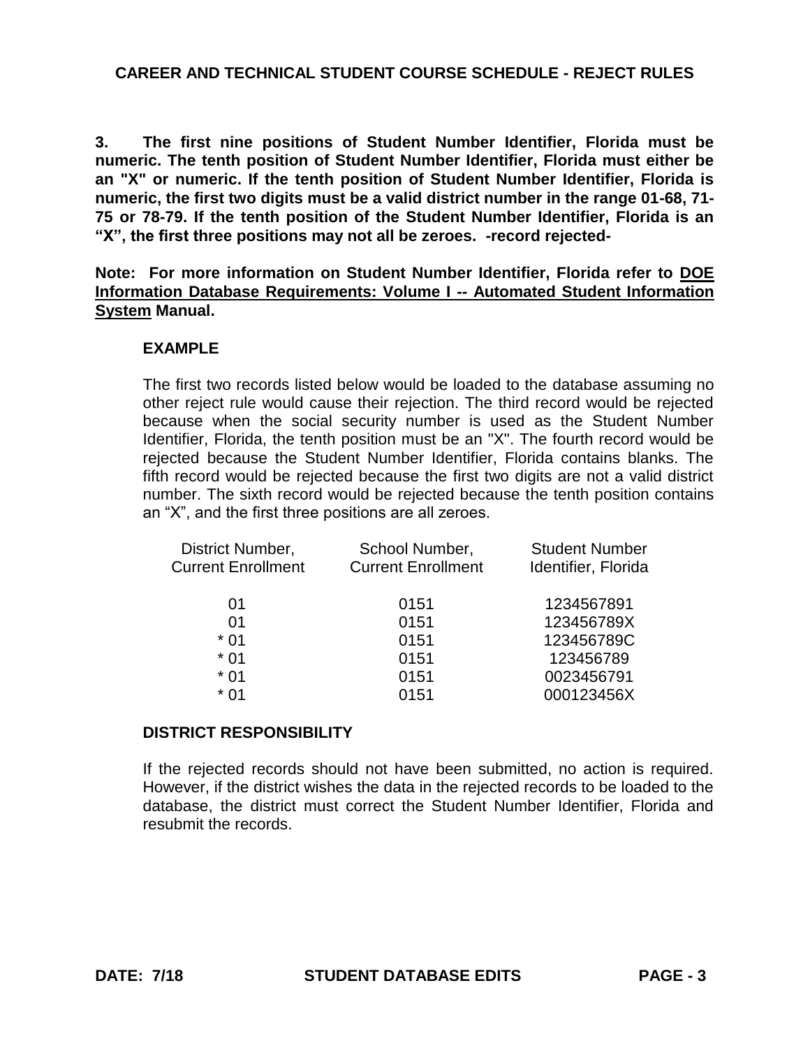## CAREER AND TECHNICAL STUDENT COURSE SCHEDULE - REJECT RULES

**3. The first nine positions of Student Number Identifier, Florida must be numeric. The tenth position of Student Number Identifier, Florida must either be an "X" or numeric. If the tenth position of Student Number Identifier, Florida is numeric, the first two digits must be a valid district number in the range 01-68, 71-75 or 78-79. If the tenth position of the Student Number Identifier, Florida is an "X", the first three positions may not all be zeroes. -record rejected-**

**Note: For more information on Student Number Identifier, Florida refer to <u>DOE Information Database Requirements: Volume I -- Automated Student Information System</u> Manual.**

### EXAMPLE

The first two records listed below would be loaded to the database assuming no other reject rule would cause their rejection. The third record would be rejected because when the social security number is used as the Student Number Identifier, Florida, the tenth position must be an "X". The fourth record would be rejected because the Student Number Identifier, Florida contains blanks. The fifth record would be rejected because the first two digits are not a valid district number. The sixth record would be rejected because the tenth position contains an "X", and the first three positions are all zeroes.

| District Number, Current Enrollment | School Number, Current Enrollment | Student Number Identifier, Florida |
|---|---|---|
| 01 | 0151 | 1234567891 |
| 01 | 0151 | 123456789X |
| * 01 | 0151 | 123456789C |
| * 01 | 0151 | 123456789 |
| * 01 | 0151 | 0023456791 |
| * 01 | 0151 | 000123456X |

### DISTRICT RESPONSIBILITY

If the rejected records should not have been submitted, no action is required. However, if the district wishes the data in the rejected records to be loaded to the database, the district must correct the Student Number Identifier, Florida and resubmit the records.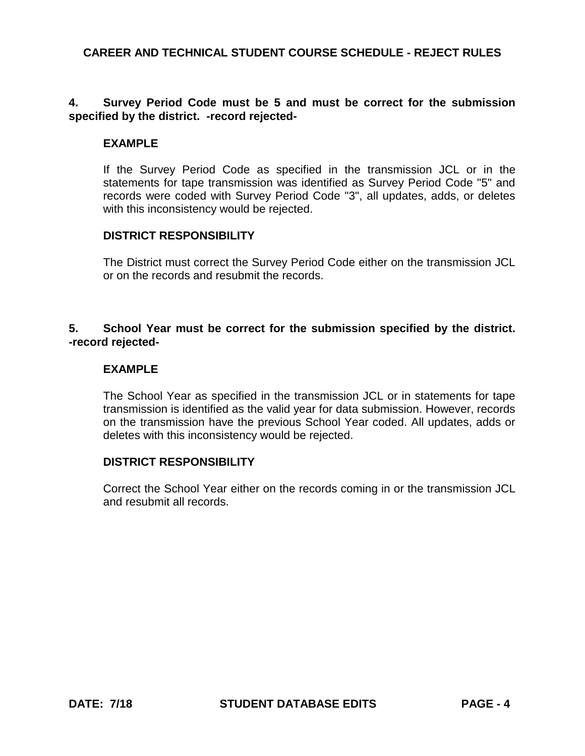**4. Survey Period Code must be 5 and must be correct for the submission specified by the district. -record rejected-**

**EXAMPLE**

If the Survey Period Code as specified in the transmission JCL or in the statements for tape transmission was identified as Survey Period Code "5" and records were coded with Survey Period Code "3", all updates, adds, or deletes with this inconsistency would be rejected.

**DISTRICT RESPONSIBILITY**

The District must correct the Survey Period Code either on the transmission JCL or on the records and resubmit the records.

**5. School Year must be correct for the submission specified by the district. -record rejected-**

**EXAMPLE**

The School Year as specified in the transmission JCL or in statements for tape transmission is identified as the valid year for data submission. However, records on the transmission have the previous School Year coded. All updates, adds or deletes with this inconsistency would be rejected.

**DISTRICT RESPONSIBILITY**

Correct the School Year either on the records coming in or the transmission JCL and resubmit all records.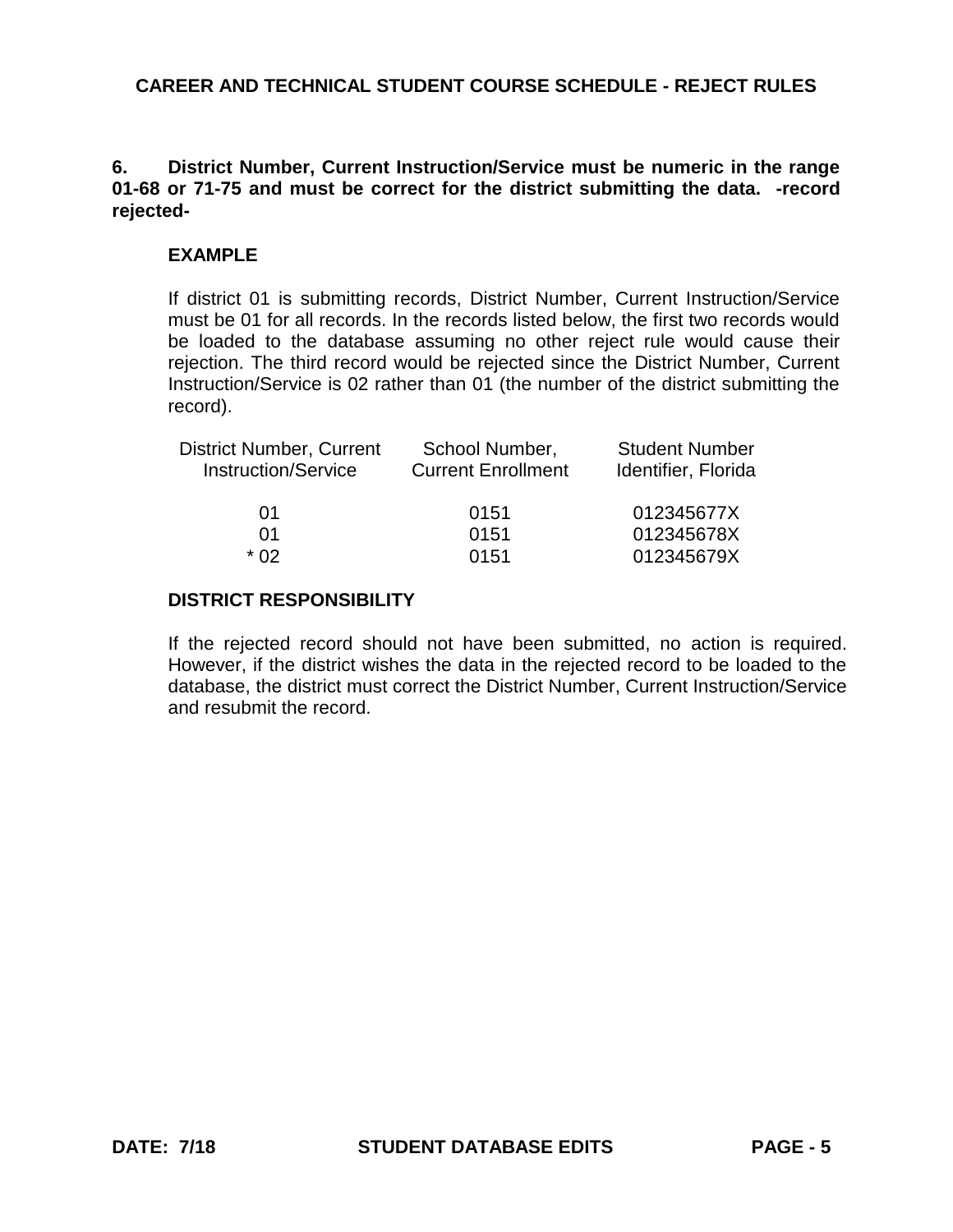**6. District Number, Current Instruction/Service must be numeric in the range 01-68 or 71-75 and must be correct for the district submitting the data. -record rejected-**

**EXAMPLE**

If district 01 is submitting records, District Number, Current Instruction/Service must be 01 for all records. In the records listed below, the first two records would be loaded to the database assuming no other reject rule would cause their rejection. The third record would be rejected since the District Number, Current Instruction/Service is 02 rather than 01 (the number of the district submitting the record).

| District Number, Current Instruction/Service | School Number, Current Enrollment | Student Number Identifier, Florida |
|---|---|---|
| 01 | 0151 | 012345677X |
| 01 | 0151 | 012345678X |
| * 02 | 0151 | 012345679X |

**DISTRICT RESPONSIBILITY**

If the rejected record should not have been submitted, no action is required. However, if the district wishes the data in the rejected record to be loaded to the database, the district must correct the District Number, Current Instruction/Service and resubmit the record.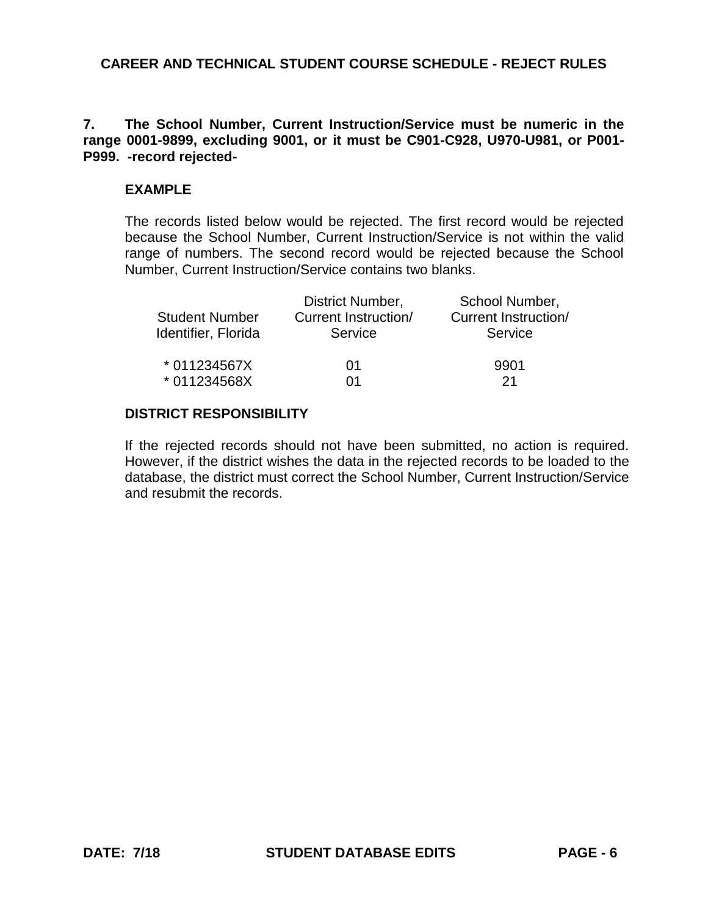## CAREER AND TECHNICAL STUDENT COURSE SCHEDULE - REJECT RULES

**7. The School Number, Current Instruction/Service must be numeric in the range 0001-9899, excluding 9001, or it must be C901-C928, U970-U981, or P001-P999. -record rejected-**

**EXAMPLE**

The records listed below would be rejected. The first record would be rejected because the School Number, Current Instruction/Service is not within the valid range of numbers. The second record would be rejected because the School Number, Current Instruction/Service contains two blanks.

| Student Number Identifier, Florida | District Number, Current Instruction/ Service | School Number, Current Instruction/ Service |
|---|---|---|
| * 011234567X | 01 | 9901 |
| * 011234568X | 01 | 21 |

**DISTRICT RESPONSIBILITY**

If the rejected records should not have been submitted, no action is required. However, if the district wishes the data in the rejected records to be loaded to the database, the district must correct the School Number, Current Instruction/Service and resubmit the records.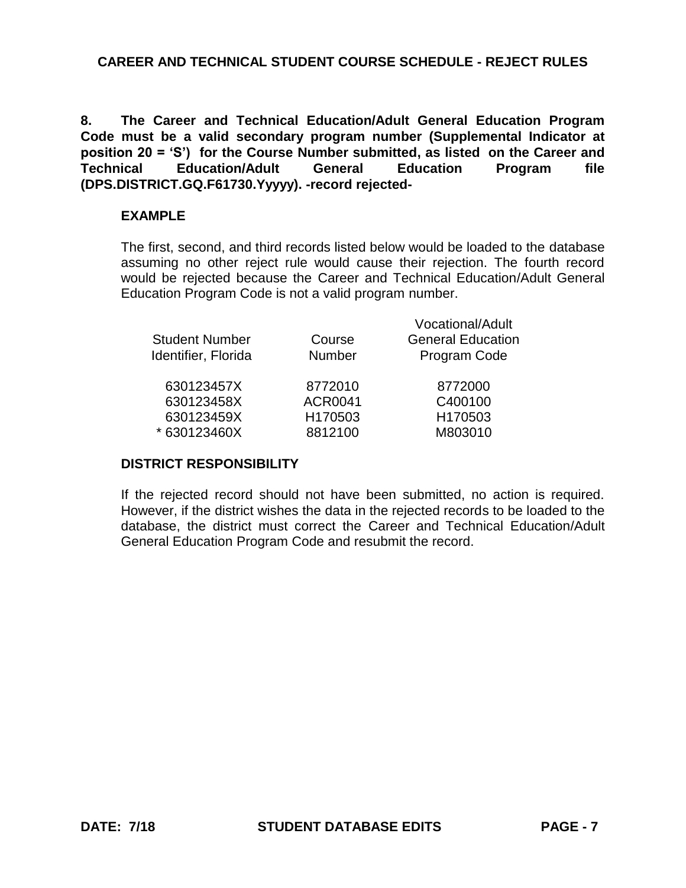**8. The Career and Technical Education/Adult General Education Program Code must be a valid secondary program number (Supplemental Indicator at position 20 = 'S') for the Course Number submitted, as listed on the Career and Technical Education/Adult General Education Program file (DPS.DISTRICT.GQ.F61730.Yyyyy). -record rejected-**

**EXAMPLE**

The first, second, and third records listed below would be loaded to the database assuming no other reject rule would cause their rejection. The fourth record would be rejected because the Career and Technical Education/Adult General Education Program Code is not a valid program number.

| Student Number Identifier, Florida | Course Number | Vocational/Adult General Education Program Code |
|---|---|---|
| 630123457X | 8772010 | 8772000 |
| 630123458X | ACR0041 | C400100 |
| 630123459X | H170503 | H170503 |
| * 630123460X | 8812100 | M803010 |

**DISTRICT RESPONSIBILITY**

If the rejected record should not have been submitted, no action is required. However, if the district wishes the data in the rejected records to be loaded to the database, the district must correct the Career and Technical Education/Adult General Education Program Code and resubmit the record.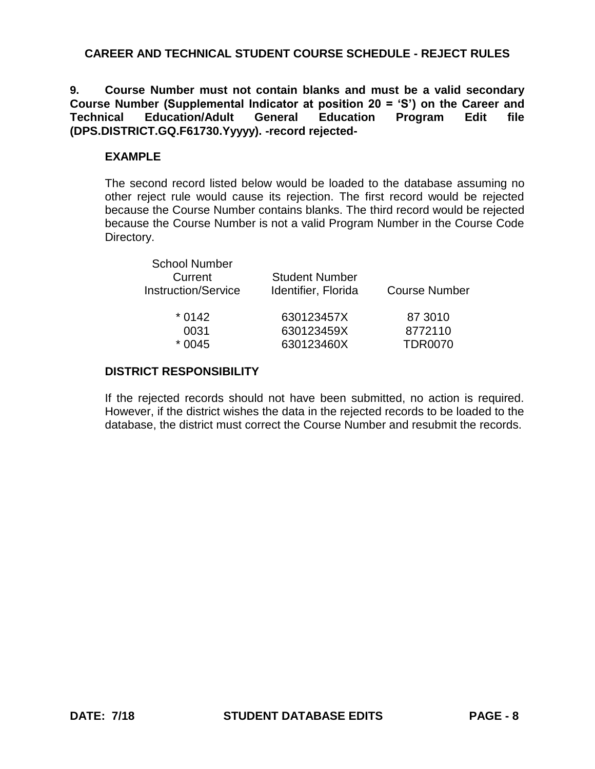## CAREER AND TECHNICAL STUDENT COURSE SCHEDULE - REJECT RULES

**9. Course Number must not contain blanks and must be a valid secondary Course Number (Supplemental Indicator at position 20 = 'S') on the Career and Technical Education/Adult General Education Program Edit file (DPS.DISTRICT.GQ.F61730.Yyyyy). -record rejected-**

**EXAMPLE**

The second record listed below would be loaded to the database assuming no other reject rule would cause its rejection. The first record would be rejected because the Course Number contains blanks. The third record would be rejected because the Course Number is not a valid Program Number in the Course Code Directory.

| School Number Current Instruction/Service | Student Number Identifier, Florida | Course Number |
|---|---|---|
| * 0142 | 630123457X | 87 3010 |
| 0031 | 630123459X | 8772110 |
| * 0045 | 630123460X | TDR0070 |

**DISTRICT RESPONSIBILITY**

If the rejected records should not have been submitted, no action is required. However, if the district wishes the data in the rejected records to be loaded to the database, the district must correct the Course Number and resubmit the records.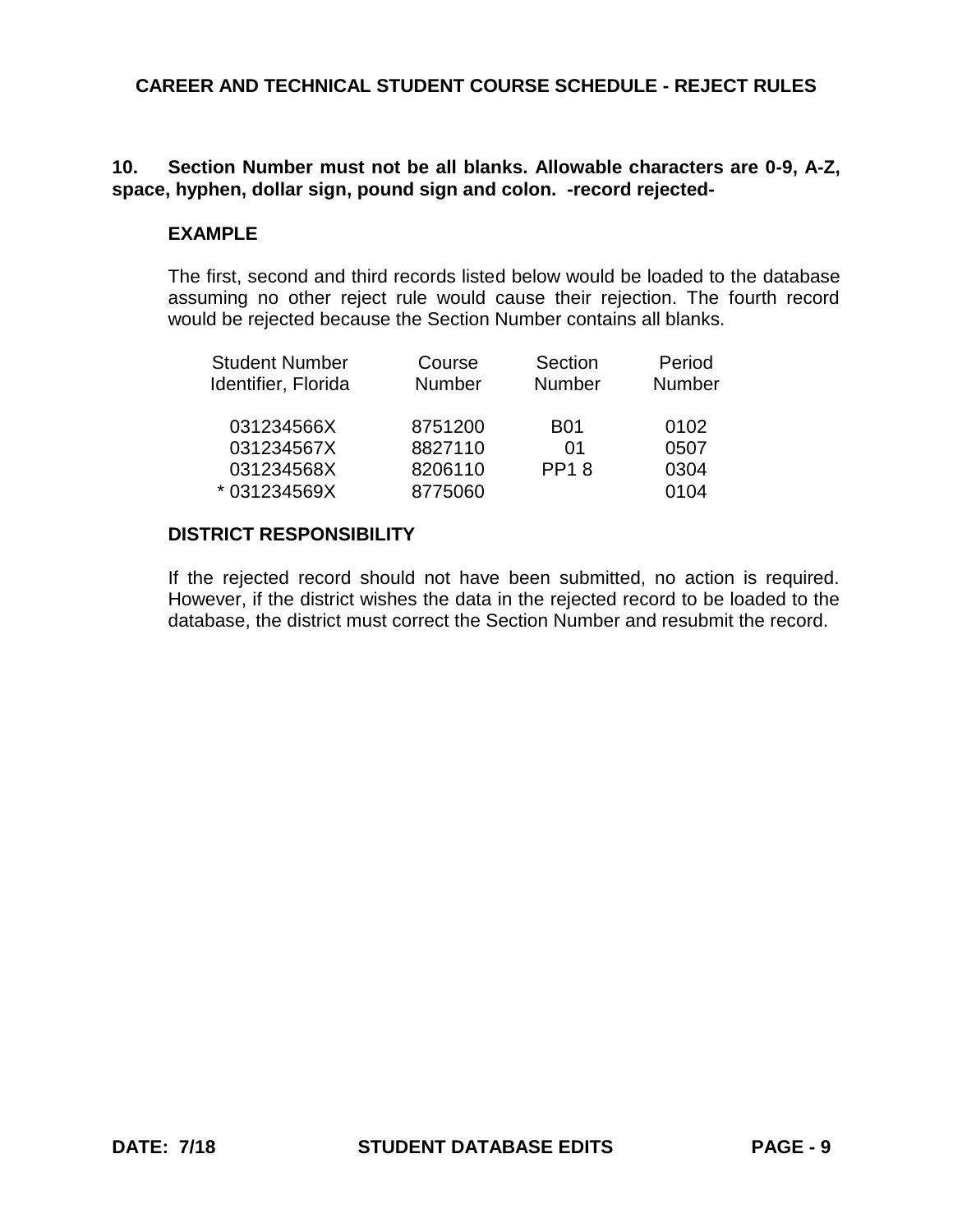## CAREER AND TECHNICAL STUDENT COURSE SCHEDULE - REJECT RULES

**10. Section Number must not be all blanks. Allowable characters are 0-9, A-Z, space, hyphen, dollar sign, pound sign and colon. -record rejected-**

**EXAMPLE**

The first, second and third records listed below would be loaded to the database assuming no other reject rule would cause their rejection. The fourth record would be rejected because the Section Number contains all blanks.

| Student Number Identifier, Florida | Course Number | Section Number | Period Number |
|---|---|---|---|
| 031234566X | 8751200 | B01 | 0102 |
| 031234567X | 8827110 | 01 | 0507 |
| 031234568X | 8206110 | PP1 8 | 0304 |
| * 031234569X | 8775060 | | 0104 |

**DISTRICT RESPONSIBILITY**

If the rejected record should not have been submitted, no action is required. However, if the district wishes the data in the rejected record to be loaded to the database, the district must correct the Section Number and resubmit the record.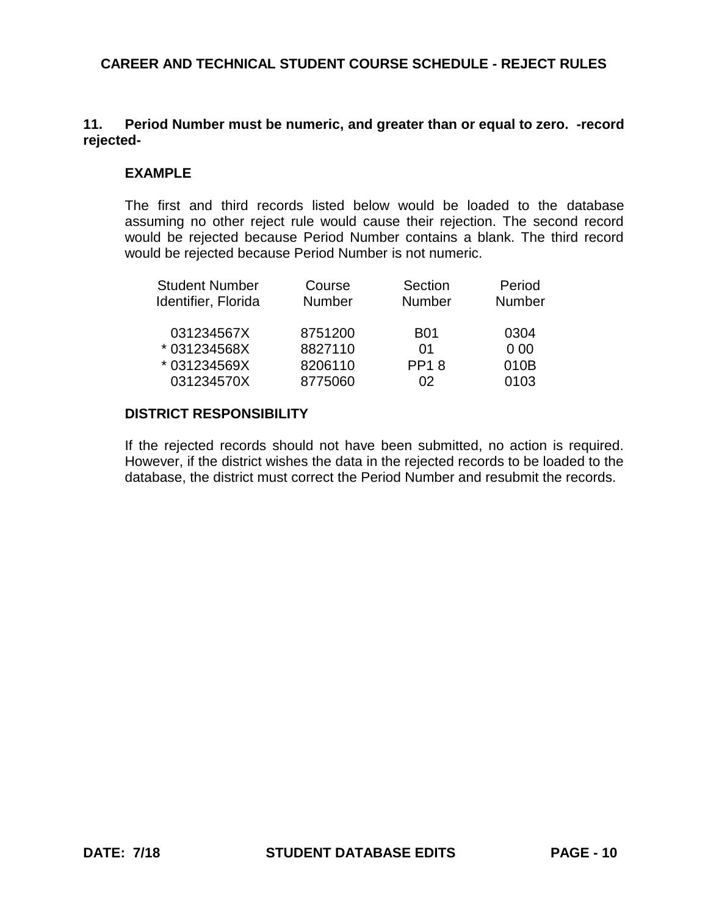# CAREER AND TECHNICAL STUDENT COURSE SCHEDULE - REJECT RULES

**11. Period Number must be numeric, and greater than or equal to zero. -record rejected-**

**EXAMPLE**

The first and third records listed below would be loaded to the database assuming no other reject rule would cause their rejection. The second record would be rejected because Period Number contains a blank. The third record would be rejected because Period Number is not numeric.

| Student Number Identifier, Florida | Course Number | Section Number | Period Number |
|---|---|---|---|
| 031234567X | 8751200 | B01 | 0304 |
| * 031234568X | 8827110 | 01 | 0 00 |
| * 031234569X | 8206110 | PP1 8 | 010B |
| 031234570X | 8775060 | 02 | 0103 |

**DISTRICT RESPONSIBILITY**

If the rejected records should not have been submitted, no action is required. However, if the district wishes the data in the rejected records to be loaded to the database, the district must correct the Period Number and resubmit the records.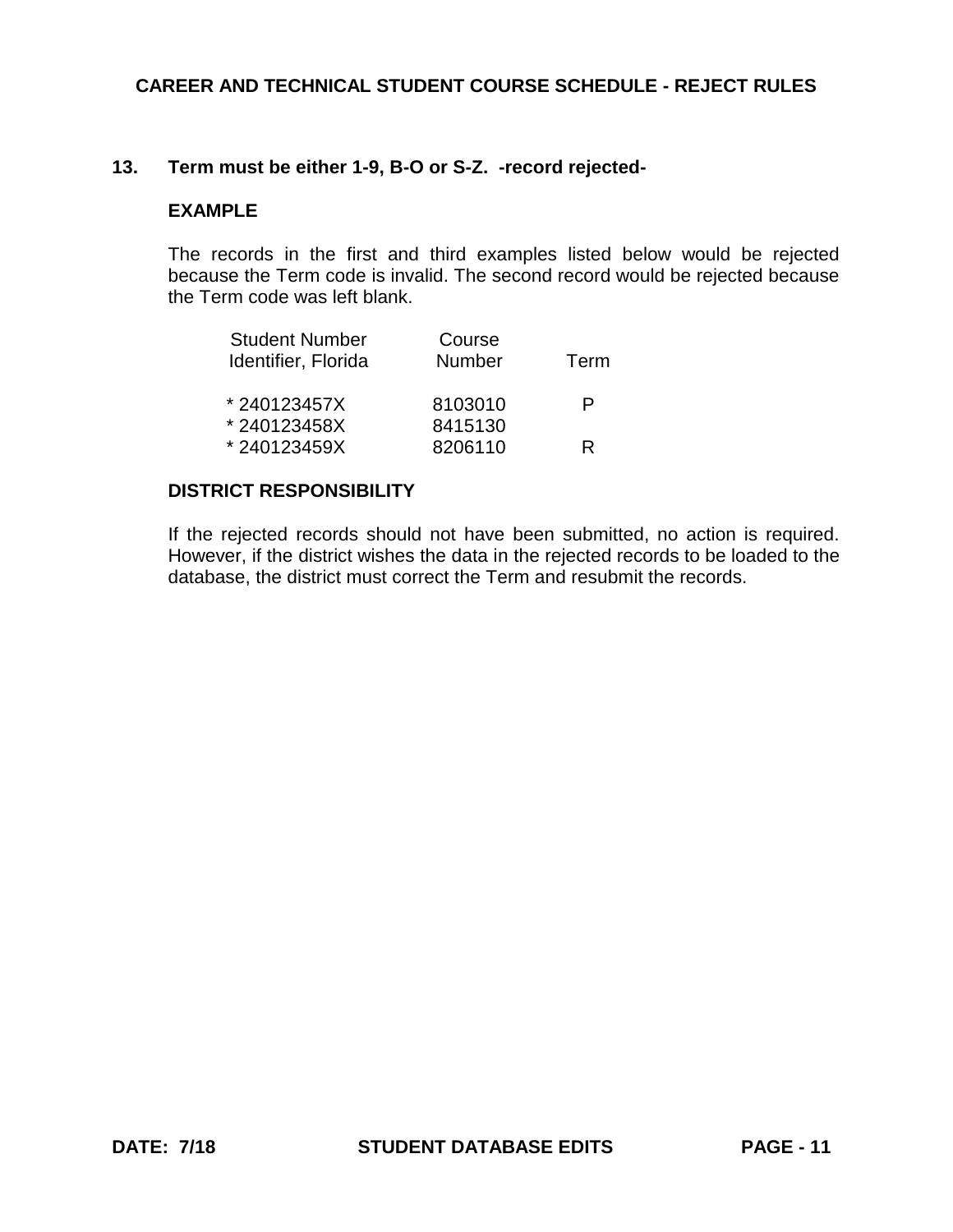# CAREER AND TECHNICAL STUDENT COURSE SCHEDULE - REJECT RULES

**13. Term must be either 1-9, B-O or S-Z. -record rejected-**

**EXAMPLE**

The records in the first and third examples listed below would be rejected because the Term code is invalid. The second record would be rejected because the Term code was left blank.

| Student Number Identifier, Florida | Course Number | Term |
|---|---|---|
| * 240123457X | 8103010 | P |
| * 240123458X | 8415130 | |
| * 240123459X | 8206110 | R |

**DISTRICT RESPONSIBILITY**

If the rejected records should not have been submitted, no action is required. However, if the district wishes the data in the rejected records to be loaded to the database, the district must correct the Term and resubmit the records.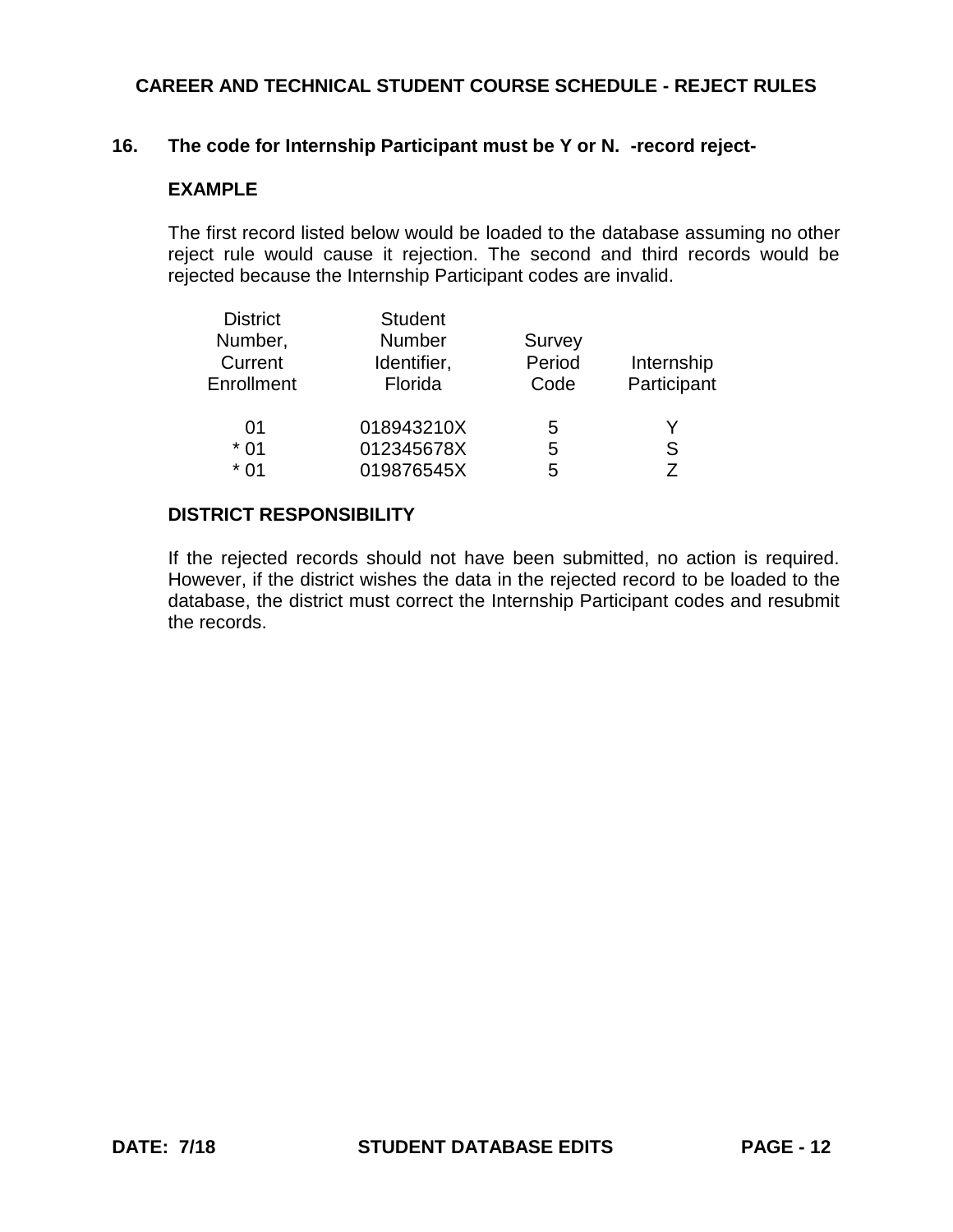## CAREER AND TECHNICAL STUDENT COURSE SCHEDULE - REJECT RULES

**16. The code for Internship Participant must be Y or N. -record reject-**

**EXAMPLE**

The first record listed below would be loaded to the database assuming no other reject rule would cause it rejection. The second and third records would be rejected because the Internship Participant codes are invalid.

| District Number, Current Enrollment | Student Number Identifier, Florida | Survey Period Code | Internship Participant |
|---|---|---|---|
| 01 | 018943210X | 5 | Y |
| * 01 | 012345678X | 5 | S |
| * 01 | 019876545X | 5 | Z |

**DISTRICT RESPONSIBILITY**

If the rejected records should not have been submitted, no action is required. However, if the district wishes the data in the rejected record to be loaded to the database, the district must correct the Internship Participant codes and resubmit the records.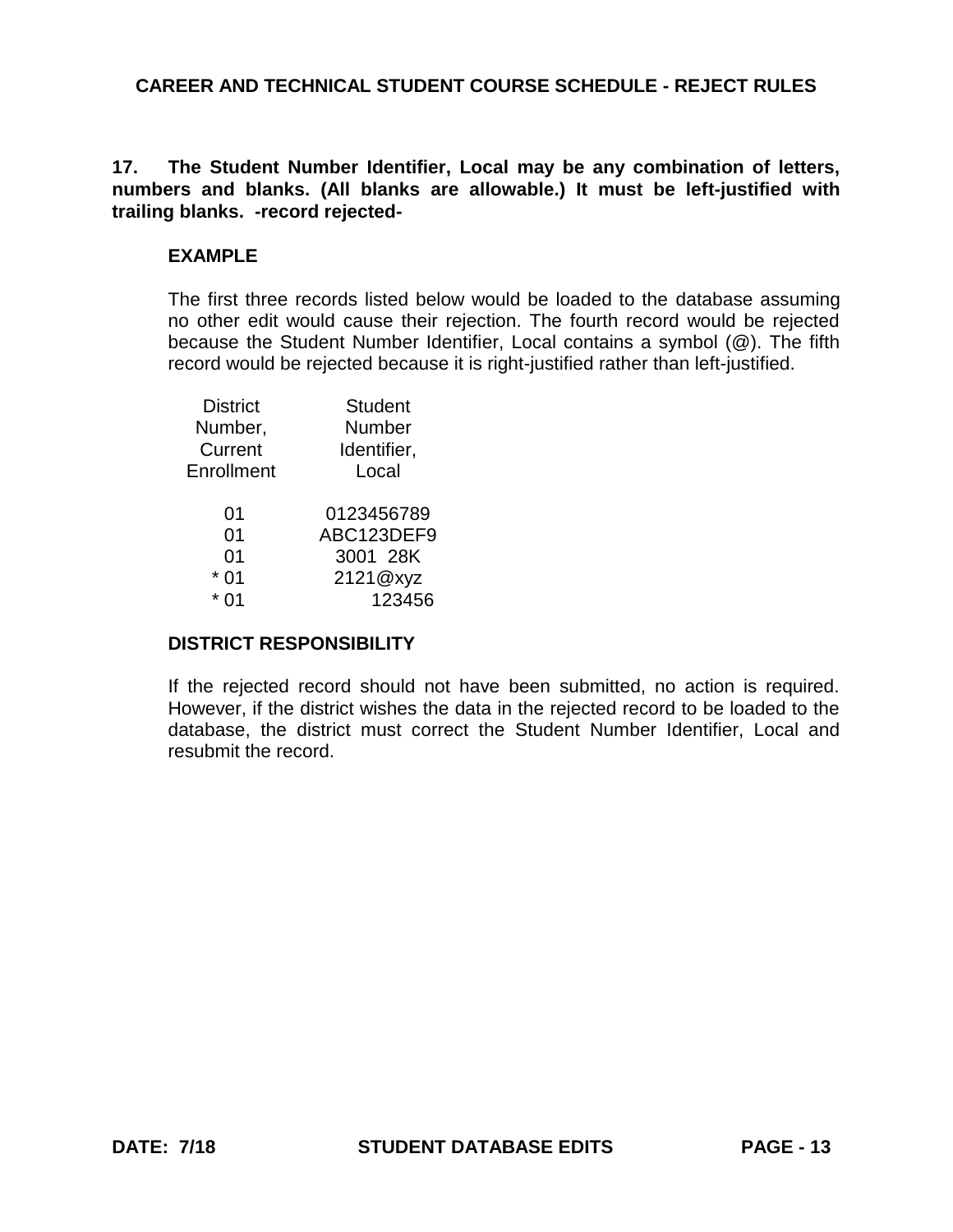**17. The Student Number Identifier, Local may be any combination of letters, numbers and blanks. (All blanks are allowable.) It must be left-justified with trailing blanks. -record rejected-**

**EXAMPLE**

The first three records listed below would be loaded to the database assuming no other edit would cause their rejection. The fourth record would be rejected because the Student Number Identifier, Local contains a symbol (@). The fifth record would be rejected because it is right-justified rather than left-justified.

| District Number, Current Enrollment | Student Number Identifier, Local |
|---|---|
| 01 | 0123456789 |
| 01 | ABC123DEF9 |
| 01 | 3001  28K |
| * 01 | 2121@xyz |
| * 01 |     123456 |

**DISTRICT RESPONSIBILITY**

If the rejected record should not have been submitted, no action is required. However, if the district wishes the data in the rejected record to be loaded to the database, the district must correct the Student Number Identifier, Local and resubmit the record.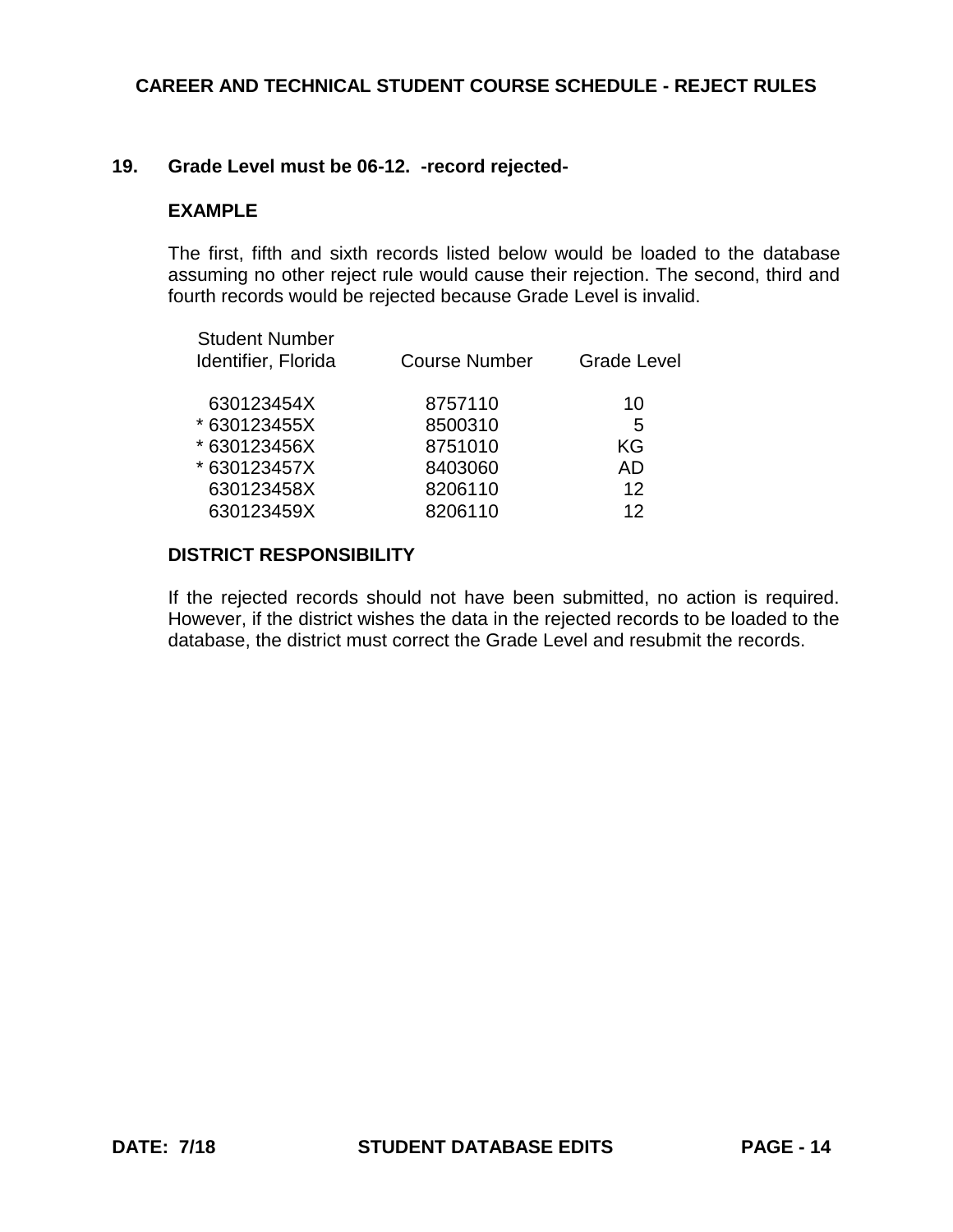# CAREER AND TECHNICAL STUDENT COURSE SCHEDULE - REJECT RULES

**19. Grade Level must be 06-12. -record rejected-**

**EXAMPLE**

The first, fifth and sixth records listed below would be loaded to the database assuming no other reject rule would cause their rejection. The second, third and fourth records would be rejected because Grade Level is invalid.

| Student Number Identifier, Florida | Course Number | Grade Level |
|---|---|---|
| 630123454X | 8757110 | 10 |
| * 630123455X | 8500310 | 5 |
| * 630123456X | 8751010 | KG |
| * 630123457X | 8403060 | AD |
| 630123458X | 8206110 | 12 |
| 630123459X | 8206110 | 12 |

**DISTRICT RESPONSIBILITY**

If the rejected records should not have been submitted, no action is required. However, if the district wishes the data in the rejected records to be loaded to the database, the district must correct the Grade Level and resubmit the records.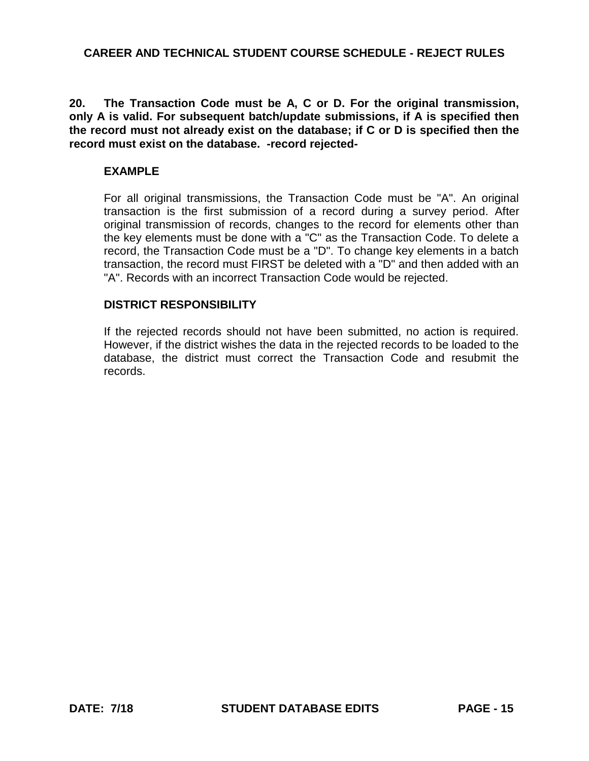## CAREER AND TECHNICAL STUDENT COURSE SCHEDULE - REJECT RULES

**20. The Transaction Code must be A, C or D. For the original transmission, only A is valid. For subsequent batch/update submissions, if A is specified then the record must not already exist on the database; if C or D is specified then the record must exist on the database. -record rejected-**

### EXAMPLE

For all original transmissions, the Transaction Code must be "A". An original transaction is the first submission of a record during a survey period. After original transmission of records, changes to the record for elements other than the key elements must be done with a "C" as the Transaction Code. To delete a record, the Transaction Code must be a "D". To change key elements in a batch transaction, the record must FIRST be deleted with a "D" and then added with an "A". Records with an incorrect Transaction Code would be rejected.

### DISTRICT RESPONSIBILITY

If the rejected records should not have been submitted, no action is required. However, if the district wishes the data in the rejected records to be loaded to the database, the district must correct the Transaction Code and resubmit the records.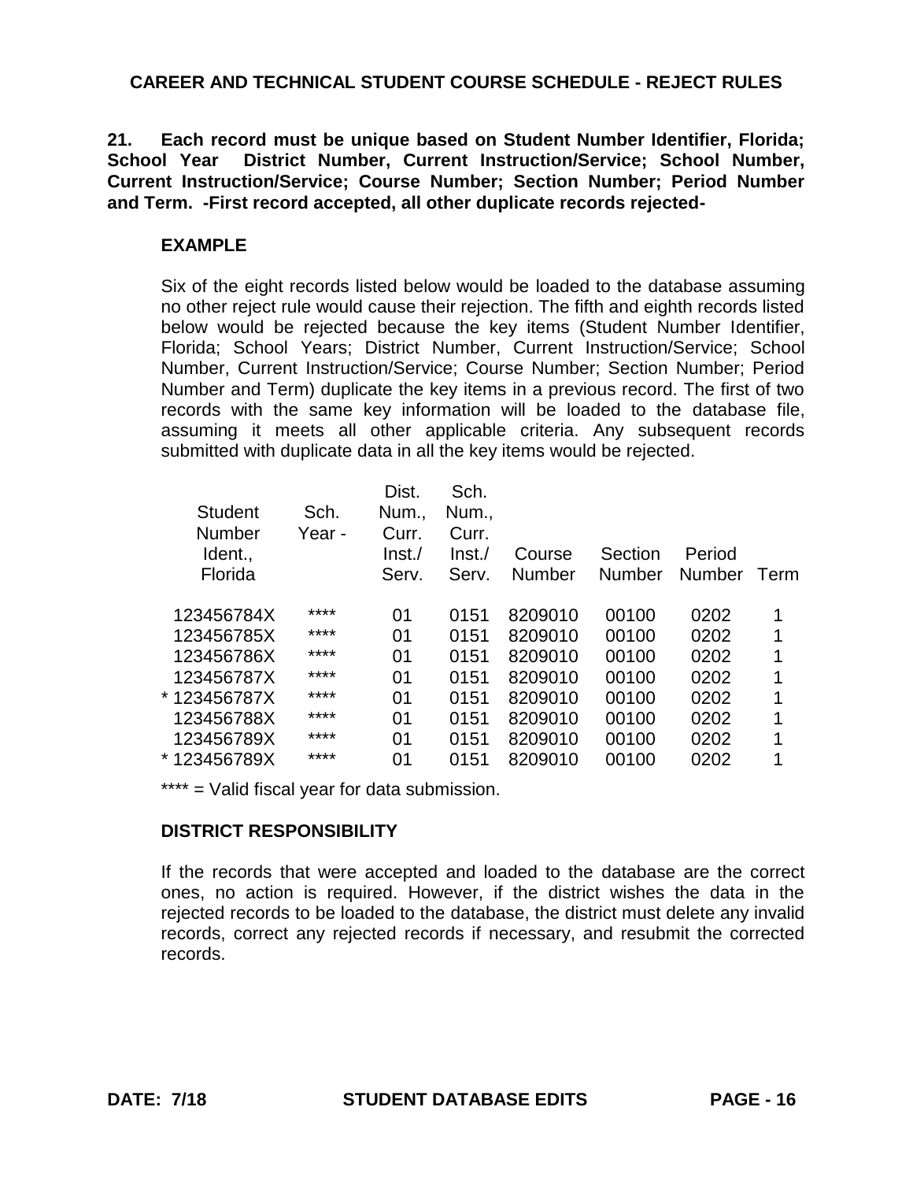## CAREER AND TECHNICAL STUDENT COURSE SCHEDULE - REJECT RULES

**21. Each record must be unique based on Student Number Identifier, Florida; School Year District Number, Current Instruction/Service; School Number, Current Instruction/Service; Course Number; Section Number; Period Number and Term. -First record accepted, all other duplicate records rejected-**

**EXAMPLE**

Six of the eight records listed below would be loaded to the database assuming no other reject rule would cause their rejection. The fifth and eighth records listed below would be rejected because the key items (Student Number Identifier, Florida; School Years; District Number, Current Instruction/Service; School Number, Current Instruction/Service; Course Number; Section Number; Period Number and Term) duplicate the key items in a previous record. The first of two records with the same key information will be loaded to the database file, assuming it meets all other applicable criteria. Any subsequent records submitted with duplicate data in all the key items would be rejected.

| Student Number Ident., Florida | Sch. Year - | Dist. Num., Curr. Inst./ Serv. | Sch. Num., Curr. Inst./ Serv. | Course Number | Section Number | Period Number | Term |
|---|---|---|---|---|---|---|---|
| 123456784X | **** | 01 | 0151 | 8209010 | 00100 | 0202 | 1 |
| 123456785X | **** | 01 | 0151 | 8209010 | 00100 | 0202 | 1 |
| 123456786X | **** | 01 | 0151 | 8209010 | 00100 | 0202 | 1 |
| 123456787X | **** | 01 | 0151 | 8209010 | 00100 | 0202 | 1 |
| * 123456787X | **** | 01 | 0151 | 8209010 | 00100 | 0202 | 1 |
| 123456788X | **** | 01 | 0151 | 8209010 | 00100 | 0202 | 1 |
| 123456789X | **** | 01 | 0151 | 8209010 | 00100 | 0202 | 1 |
| * 123456789X | **** | 01 | 0151 | 8209010 | 00100 | 0202 | 1 |

**** = Valid fiscal year for data submission.

**DISTRICT RESPONSIBILITY**

If the records that were accepted and loaded to the database are the correct ones, no action is required. However, if the district wishes the data in the rejected records to be loaded to the database, the district must delete any invalid records, correct any rejected records if necessary, and resubmit the corrected records.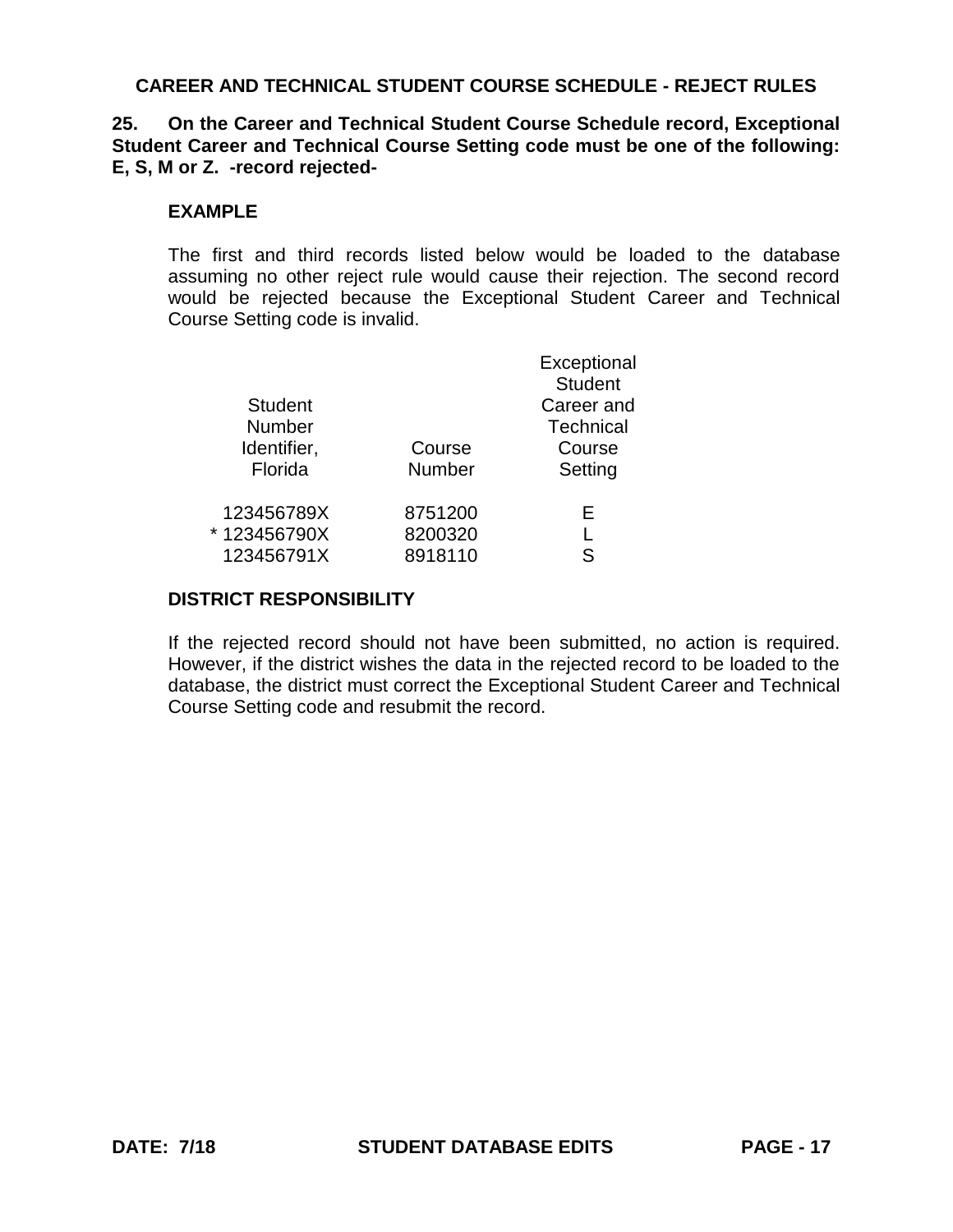## CAREER AND TECHNICAL STUDENT COURSE SCHEDULE - REJECT RULES

**25. On the Career and Technical Student Course Schedule record, Exceptional Student Career and Technical Course Setting code must be one of the following: E, S, M or Z. -record rejected-**

**EXAMPLE**

The first and third records listed below would be loaded to the database assuming no other reject rule would cause their rejection. The second record would be rejected because the Exceptional Student Career and Technical Course Setting code is invalid.

| Student Number Identifier, Florida | Course Number | Exceptional Student Career and Technical Course Setting |
|---|---|---|
| 123456789X | 8751200 | E |
| * 123456790X | 8200320 | L |
| 123456791X | 8918110 | S |

**DISTRICT RESPONSIBILITY**

If the rejected record should not have been submitted, no action is required. However, if the district wishes the data in the rejected record to be loaded to the database, the district must correct the Exceptional Student Career and Technical Course Setting code and resubmit the record.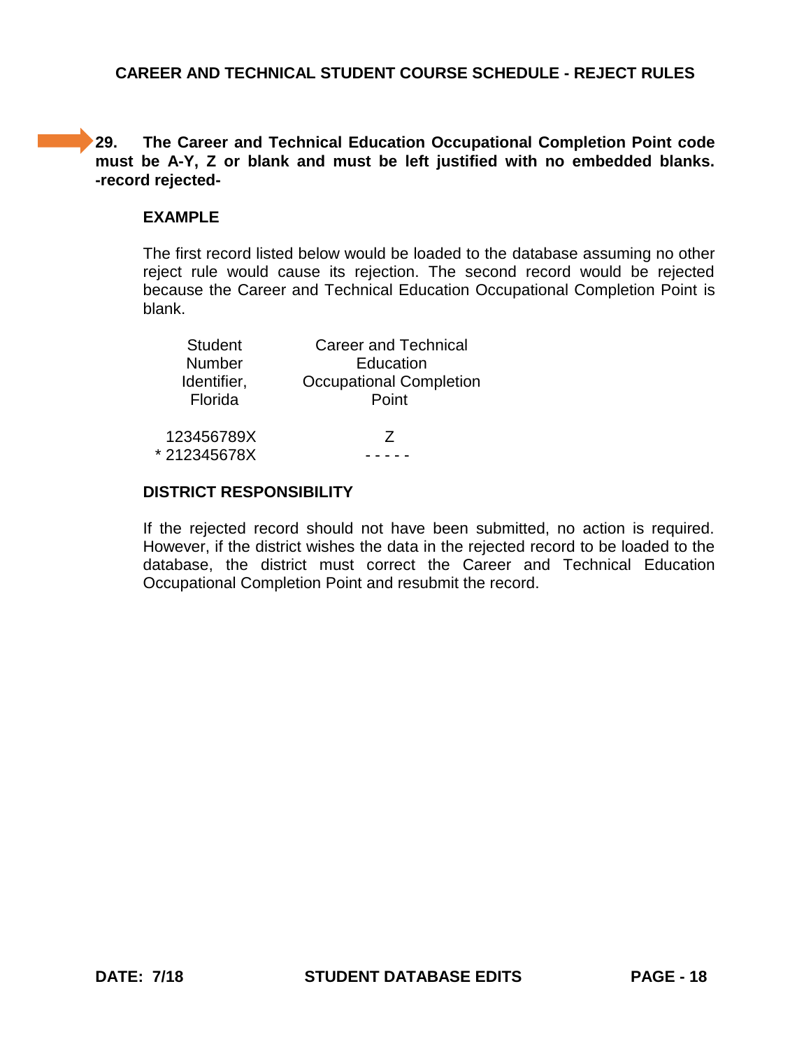# CAREER AND TECHNICAL STUDENT COURSE SCHEDULE - REJECT RULES

**29. The Career and Technical Education Occupational Completion Point code must be A-Y, Z or blank and must be left justified with no embedded blanks. -record rejected-**

**EXAMPLE**

The first record listed below would be loaded to the database assuming no other reject rule would cause its rejection. The second record would be rejected because the Career and Technical Education Occupational Completion Point is blank.

| Student Number Identifier, Florida | Career and Technical Education Occupational Completion Point |
|---|---|
| 123456789X | Z |
| * 212345678X | - - - - - |

**DISTRICT RESPONSIBILITY**

If the rejected record should not have been submitted, no action is required. However, if the district wishes the data in the rejected record to be loaded to the database, the district must correct the Career and Technical Education Occupational Completion Point and resubmit the record.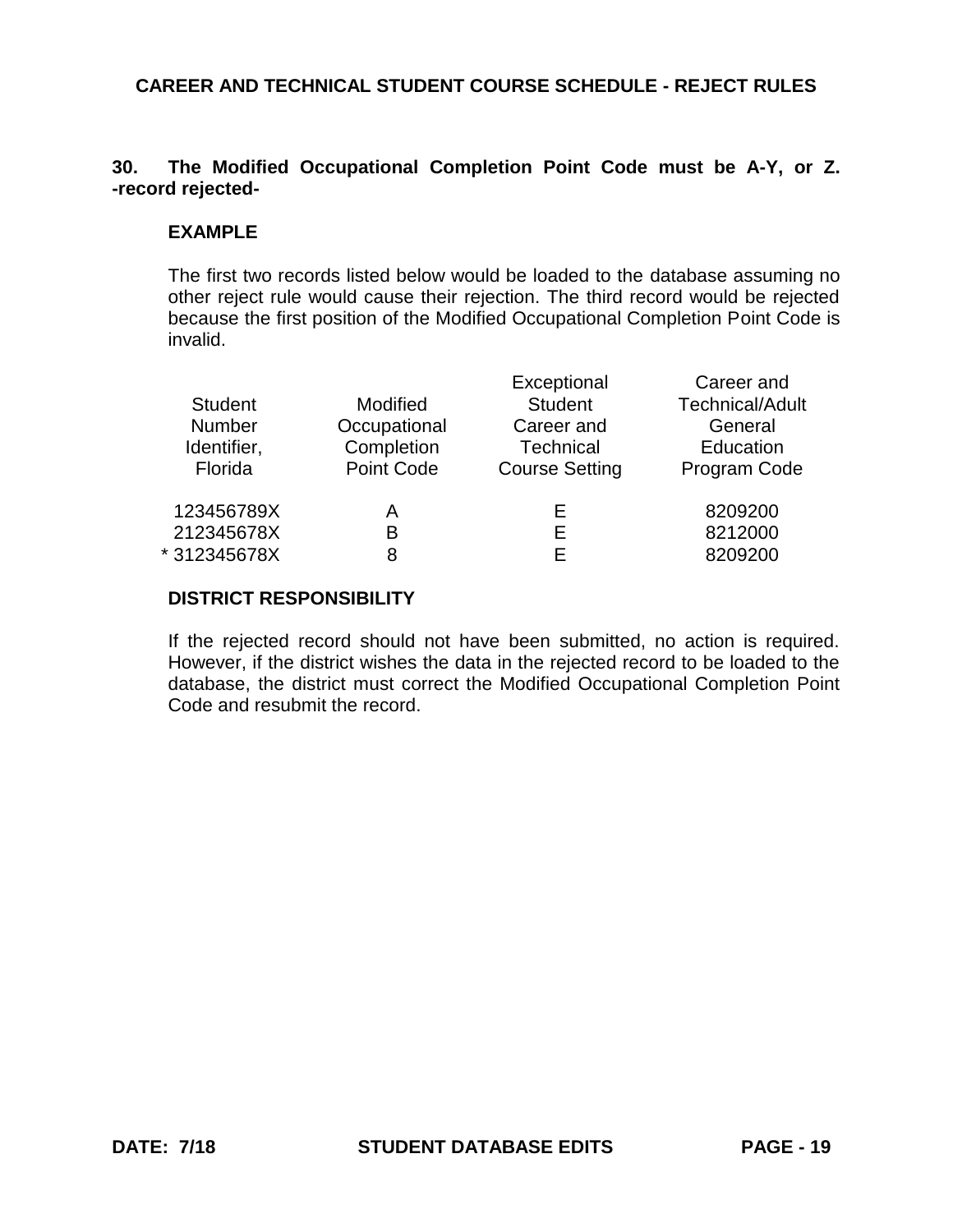**CAREER AND TECHNICAL STUDENT COURSE SCHEDULE - REJECT RULES**

**30. The Modified Occupational Completion Point Code must be A-Y, or Z. -record rejected-**

**EXAMPLE**

The first two records listed below would be loaded to the database assuming no other reject rule would cause their rejection. The third record would be rejected because the first position of the Modified Occupational Completion Point Code is invalid.

| Student Number Identifier, Florida | Modified Occupational Completion Point Code | Exceptional Student Career and Technical Course Setting | Career and Technical/Adult General Education Program Code |
|---|---|---|---|
| 123456789X | A | E | 8209200 |
| 212345678X | B | E | 8212000 |
| * 312345678X | 8 | E | 8209200 |

**DISTRICT RESPONSIBILITY**

If the rejected record should not have been submitted, no action is required. However, if the district wishes the data in the rejected record to be loaded to the database, the district must correct the Modified Occupational Completion Point Code and resubmit the record.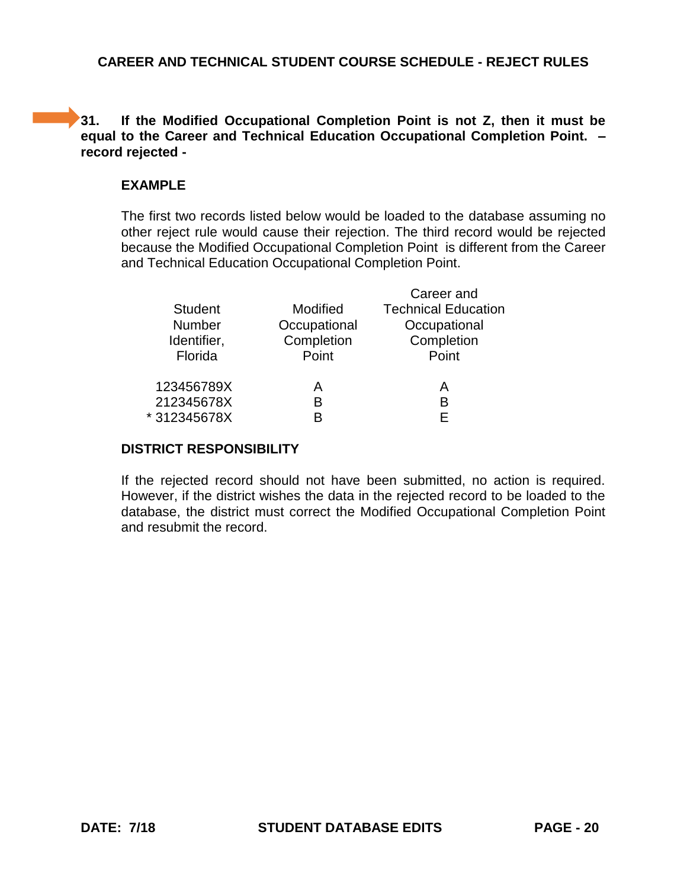## CAREER AND TECHNICAL STUDENT COURSE SCHEDULE - REJECT RULES

**31. If the Modified Occupational Completion Point is not Z, then it must be equal to the Career and Technical Education Occupational Completion Point. – record rejected -**

**EXAMPLE**

The first two records listed below would be loaded to the database assuming no other reject rule would cause their rejection. The third record would be rejected because the Modified Occupational Completion Point is different from the Career and Technical Education Occupational Completion Point.

| Student Number Identifier, Florida | Modified Occupational Completion Point | Career and Technical Education Occupational Completion Point |
|---|---|---|
| 123456789X | A | A |
| 212345678X | B | B |
| * 312345678X | B | E |

**DISTRICT RESPONSIBILITY**

If the rejected record should not have been submitted, no action is required. However, if the district wishes the data in the rejected record to be loaded to the database, the district must correct the Modified Occupational Completion Point and resubmit the record.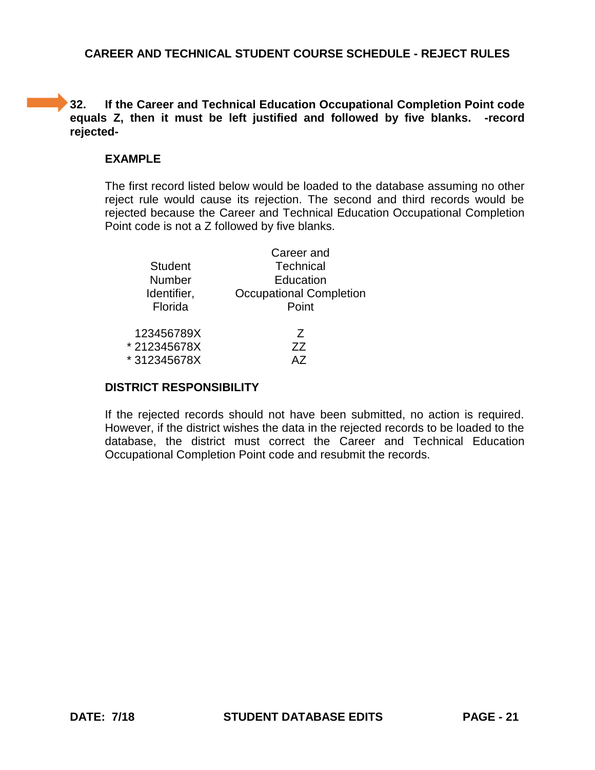## CAREER AND TECHNICAL STUDENT COURSE SCHEDULE - REJECT RULES

**32. If the Career and Technical Education Occupational Completion Point code equals Z, then it must be left justified and followed by five blanks. -record rejected-**

**EXAMPLE**

The first record listed below would be loaded to the database assuming no other reject rule would cause its rejection. The second and third records would be rejected because the Career and Technical Education Occupational Completion Point code is not a Z followed by five blanks.

| Student Number Identifier, Florida | Career and Technical Education Occupational Completion Point |
|---|---|
| 123456789X | Z |
| * 212345678X | ZZ |
| * 312345678X | AZ |

**DISTRICT RESPONSIBILITY**

If the rejected records should not have been submitted, no action is required. However, if the district wishes the data in the rejected records to be loaded to the database, the district must correct the Career and Technical Education Occupational Completion Point code and resubmit the records.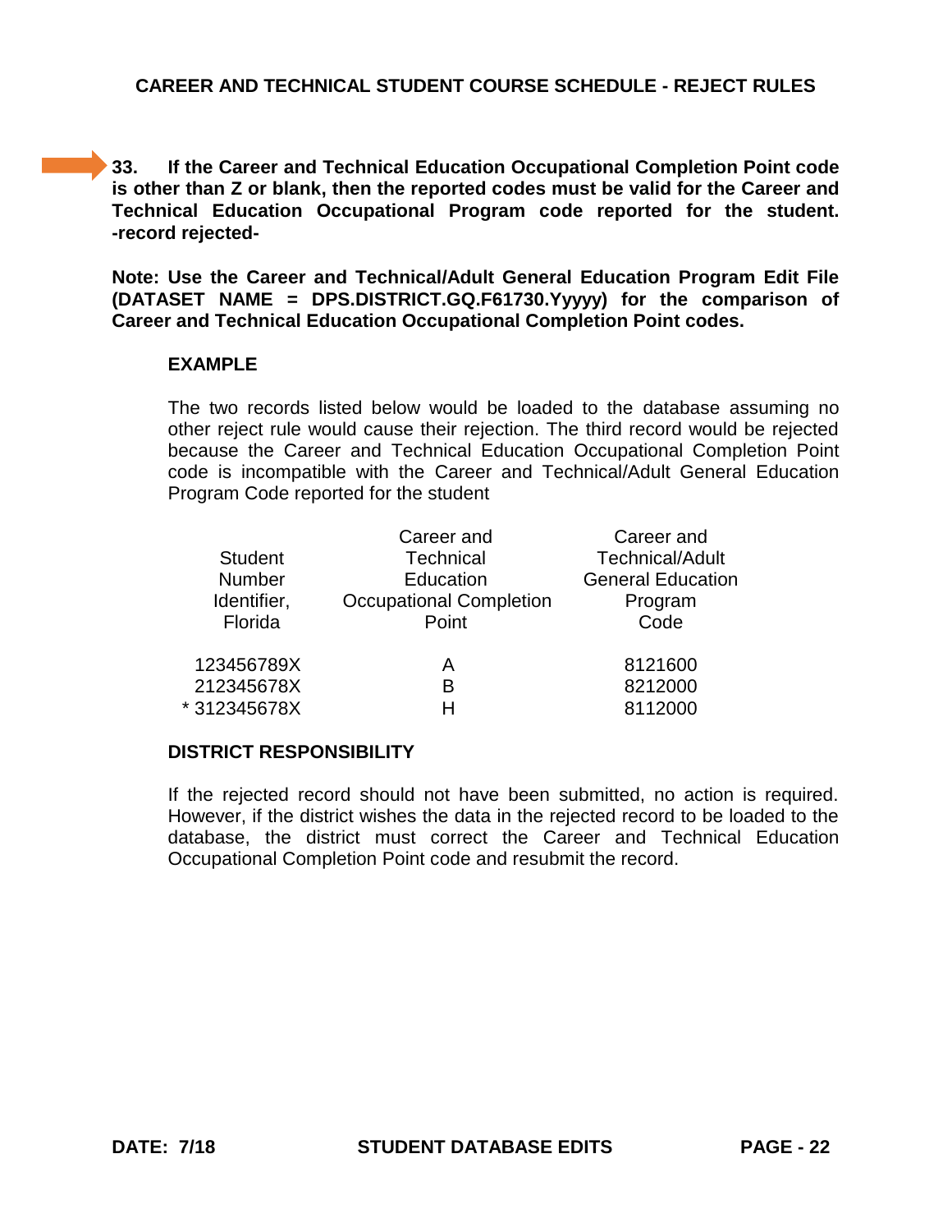## CAREER AND TECHNICAL STUDENT COURSE SCHEDULE - REJECT RULES

**33. If the Career and Technical Education Occupational Completion Point code is other than Z or blank, then the reported codes must be valid for the Career and Technical Education Occupational Program code reported for the student. -record rejected-**

**Note: Use the Career and Technical/Adult General Education Program Edit File (DATASET NAME = DPS.DISTRICT.GQ.F61730.Yyyyy) for the comparison of Career and Technical Education Occupational Completion Point codes.**

**EXAMPLE**

The two records listed below would be loaded to the database assuming no other reject rule would cause their rejection. The third record would be rejected because the Career and Technical Education Occupational Completion Point code is incompatible with the Career and Technical/Adult General Education Program Code reported for the student

| Student Number Identifier, Florida | Career and Technical Education Occupational Completion Point | Career and Technical/Adult General Education Program Code |
|---|---|---|
| 123456789X | A | 8121600 |
| 212345678X | B | 8212000 |
| * 312345678X | H | 8112000 |

**DISTRICT RESPONSIBILITY**

If the rejected record should not have been submitted, no action is required. However, if the district wishes the data in the rejected record to be loaded to the database, the district must correct the Career and Technical Education Occupational Completion Point code and resubmit the record.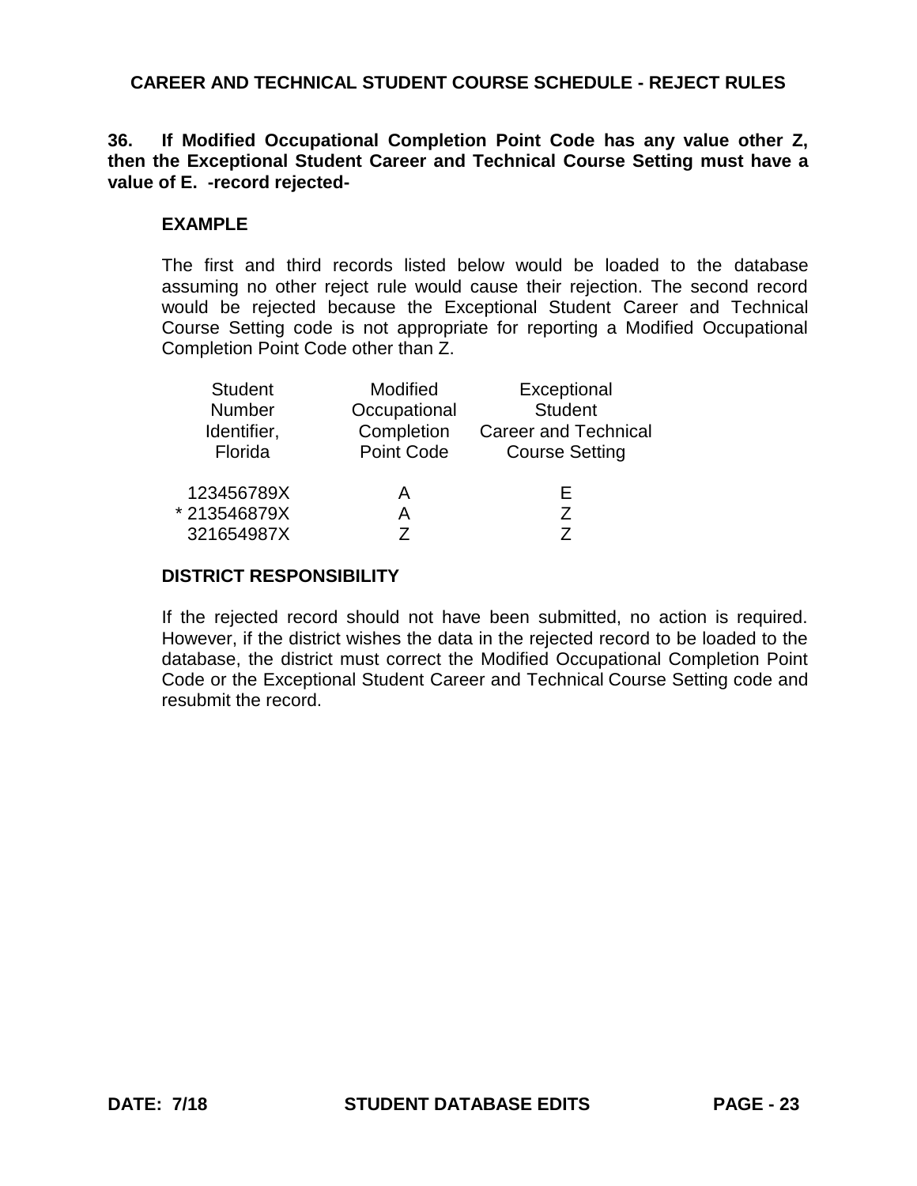## CAREER AND TECHNICAL STUDENT COURSE SCHEDULE - REJECT RULES

**36. If Modified Occupational Completion Point Code has any value other Z, then the Exceptional Student Career and Technical Course Setting must have a value of E. -record rejected-**

### EXAMPLE

The first and third records listed below would be loaded to the database assuming no other reject rule would cause their rejection. The second record would be rejected because the Exceptional Student Career and Technical Course Setting code is not appropriate for reporting a Modified Occupational Completion Point Code other than Z.

| Student Number Identifier, Florida | Modified Occupational Completion Point Code | Exceptional Student Career and Technical Course Setting |
|---|---|---|
| 123456789X | A | E |
| * 213546879X | A | Z |
| 321654987X | Z | Z |

### DISTRICT RESPONSIBILITY

If the rejected record should not have been submitted, no action is required. However, if the district wishes the data in the rejected record to be loaded to the database, the district must correct the Modified Occupational Completion Point Code or the Exceptional Student Career and Technical Course Setting code and resubmit the record.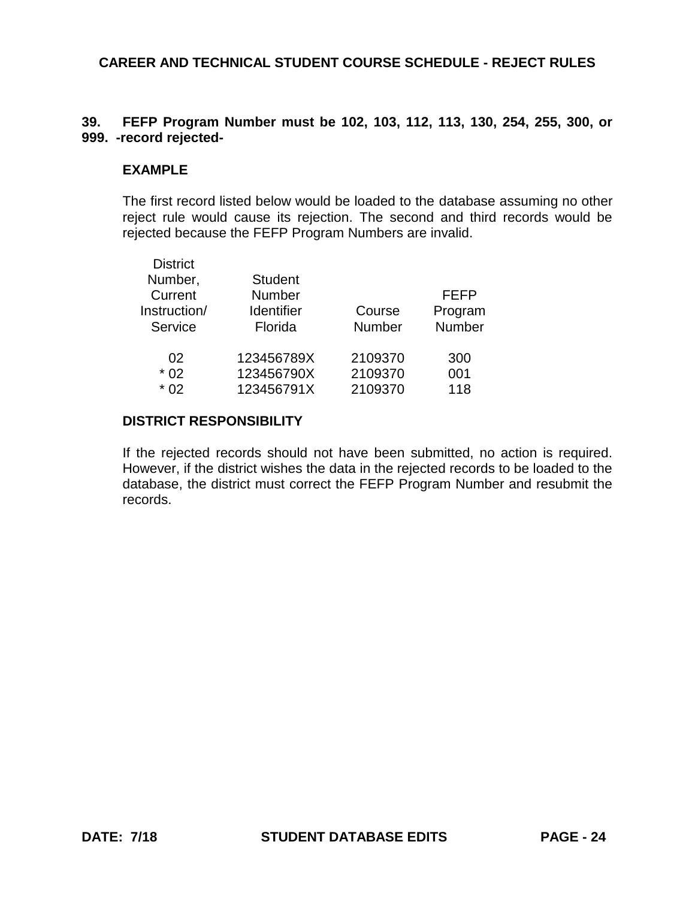## CAREER AND TECHNICAL STUDENT COURSE SCHEDULE - REJECT RULES

**39. FEFP Program Number must be 102, 103, 112, 113, 130, 254, 255, 300, or 999. -record rejected-**

**EXAMPLE**

The first record listed below would be loaded to the database assuming no other reject rule would cause its rejection. The second and third records would be rejected because the FEFP Program Numbers are invalid.

| District Number, Current Instruction/ Service | Student Number Identifier Florida | Course Number | FEFP Program Number |
|---|---|---|---|
| 02 | 123456789X | 2109370 | 300 |
| * 02 | 123456790X | 2109370 | 001 |
| * 02 | 123456791X | 2109370 | 118 |

**DISTRICT RESPONSIBILITY**

If the rejected records should not have been submitted, no action is required. However, if the district wishes the data in the rejected records to be loaded to the database, the district must correct the FEFP Program Number and resubmit the records.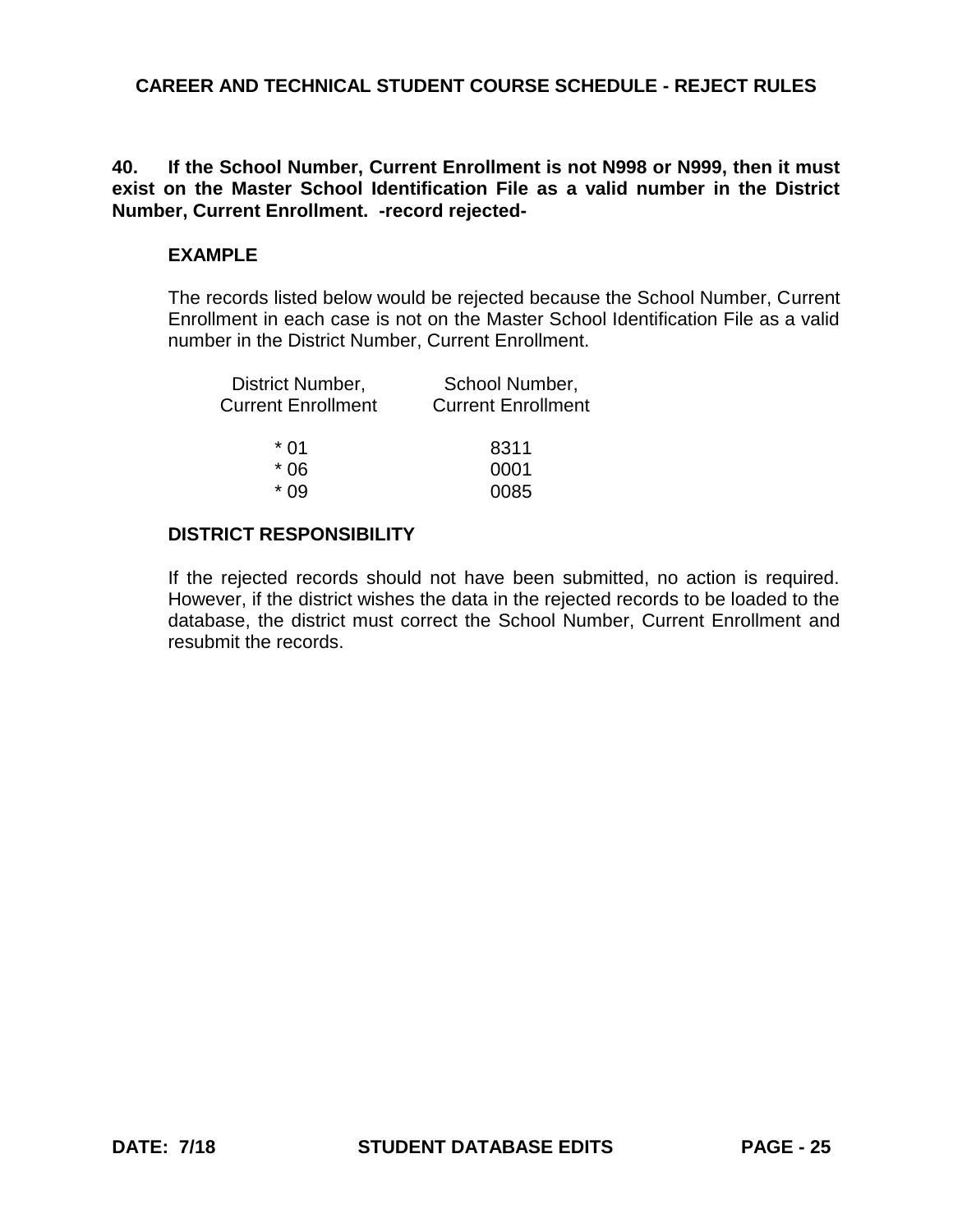## CAREER AND TECHNICAL STUDENT COURSE SCHEDULE - REJECT RULES

**40. If the School Number, Current Enrollment is not N998 or N999, then it must exist on the Master School Identification File as a valid number in the District Number, Current Enrollment. -record rejected-**

### EXAMPLE

The records listed below would be rejected because the School Number, Current Enrollment in each case is not on the Master School Identification File as a valid number in the District Number, Current Enrollment.

| District Number, Current Enrollment | School Number, Current Enrollment |
|---|---|
| * 01 | 8311 |
| * 06 | 0001 |
| * 09 | 0085 |

### DISTRICT RESPONSIBILITY

If the rejected records should not have been submitted, no action is required. However, if the district wishes the data in the rejected records to be loaded to the database, the district must correct the School Number, Current Enrollment and resubmit the records.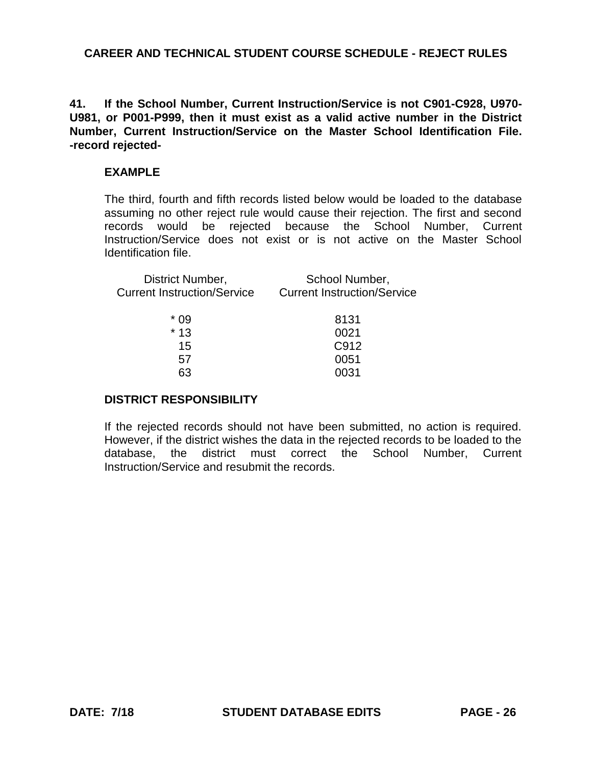**41. If the School Number, Current Instruction/Service is not C901-C928, U970-U981, or P001-P999, then it must exist as a valid active number in the District Number, Current Instruction/Service on the Master School Identification File. -record rejected-**

**EXAMPLE**

The third, fourth and fifth records listed below would be loaded to the database assuming no other reject rule would cause their rejection. The first and second records would be rejected because the School Number, Current Instruction/Service does not exist or is not active on the Master School Identification file.

| District Number, Current Instruction/Service | School Number, Current Instruction/Service |
|---|---|
| * 09 | 8131 |
| * 13 | 0021 |
| 15 | C912 |
| 57 | 0051 |
| 63 | 0031 |

**DISTRICT RESPONSIBILITY**

If the rejected records should not have been submitted, no action is required. However, if the district wishes the data in the rejected records to be loaded to the database, the district must correct the School Number, Current Instruction/Service and resubmit the records.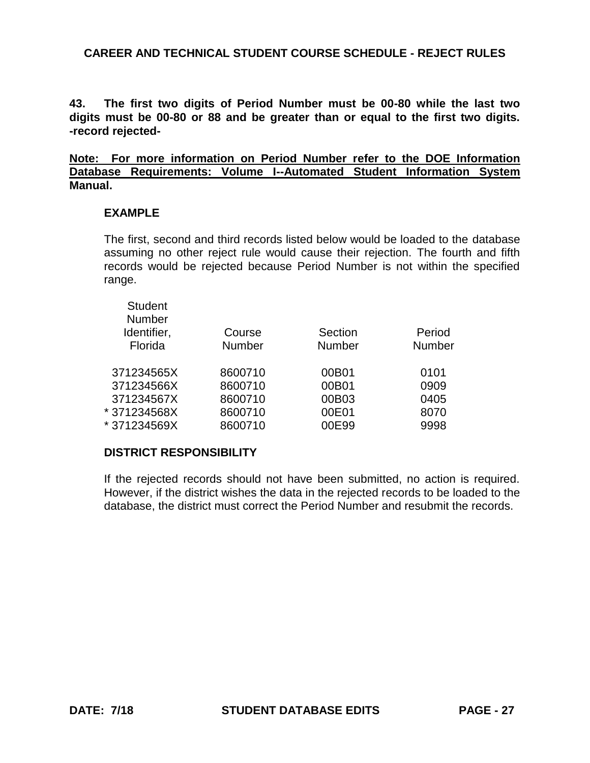## CAREER AND TECHNICAL STUDENT COURSE SCHEDULE - REJECT RULES

**43. The first two digits of Period Number must be 00-80 while the last two digits must be 00-80 or 88 and be greater than or equal to the first two digits. -record rejected-**

**Note: For more information on Period Number refer to the DOE Information Database Requirements: Volume I--Automated Student Information System Manual.**

**EXAMPLE**

The first, second and third records listed below would be loaded to the database assuming no other reject rule would cause their rejection. The fourth and fifth records would be rejected because Period Number is not within the specified range.

| Student Number Identifier, Florida | Course Number | Section Number | Period Number |
|---|---|---|---|
| 371234565X | 8600710 | 00B01 | 0101 |
| 371234566X | 8600710 | 00B01 | 0909 |
| 371234567X | 8600710 | 00B03 | 0405 |
| * 371234568X | 8600710 | 00E01 | 8070 |
| * 371234569X | 8600710 | 00E99 | 9998 |

**DISTRICT RESPONSIBILITY**

If the rejected records should not have been submitted, no action is required. However, if the district wishes the data in the rejected records to be loaded to the database, the district must correct the Period Number and resubmit the records.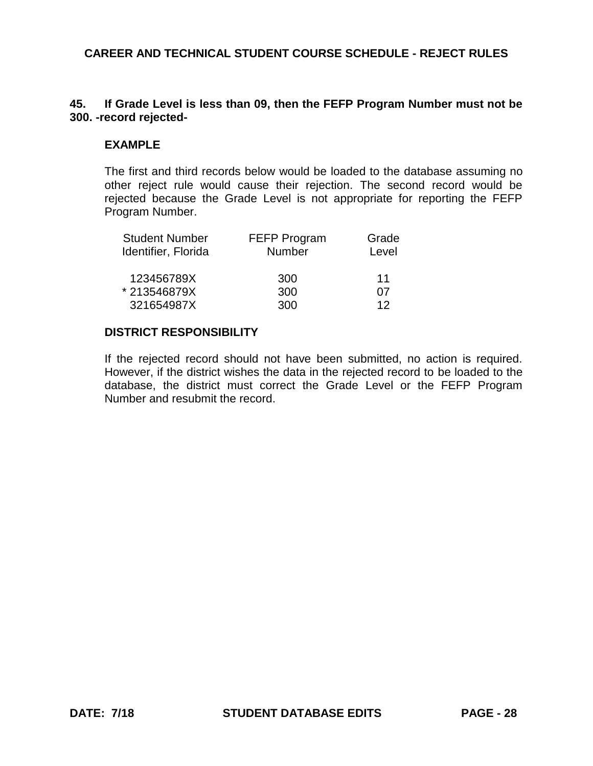**45. If Grade Level is less than 09, then the FEFP Program Number must not be 300. -record rejected-**

**EXAMPLE**

The first and third records below would be loaded to the database assuming no other reject rule would cause their rejection. The second record would be rejected because the Grade Level is not appropriate for reporting the FEFP Program Number.

| Student Number Identifier, Florida | FEFP Program Number | Grade Level |
|---|---|---|
| 123456789X | 300 | 11 |
| * 213546879X | 300 | 07 |
| 321654987X | 300 | 12 |

**DISTRICT RESPONSIBILITY**

If the rejected record should not have been submitted, no action is required. However, if the district wishes the data in the rejected record to be loaded to the database, the district must correct the Grade Level or the FEFP Program Number and resubmit the record.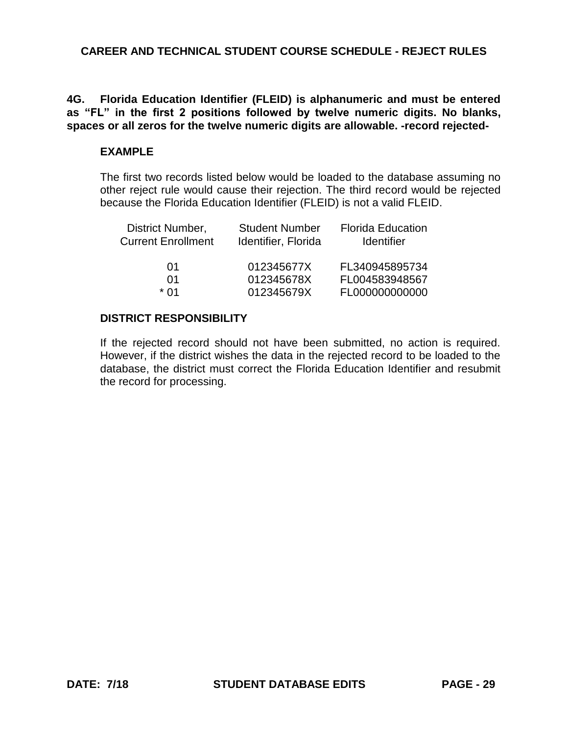# CAREER AND TECHNICAL STUDENT COURSE SCHEDULE - REJECT RULES

**4G. Florida Education Identifier (FLEID) is alphanumeric and must be entered as "FL" in the first 2 positions followed by twelve numeric digits. No blanks, spaces or all zeros for the twelve numeric digits are allowable. -record rejected-**

### EXAMPLE

The first two records listed below would be loaded to the database assuming no other reject rule would cause their rejection. The third record would be rejected because the Florida Education Identifier (FLEID) is not a valid FLEID.

| District Number, Current Enrollment | Student Number Identifier, Florida | Florida Education Identifier |
|---|---|---|
| 01 | 012345677X | FL340945895734 |
| 01 | 012345678X | FL004583948567 |
| * 01 | 012345679X | FL000000000000 |

### DISTRICT RESPONSIBILITY

If the rejected record should not have been submitted, no action is required. However, if the district wishes the data in the rejected record to be loaded to the database, the district must correct the Florida Education Identifier and resubmit the record for processing.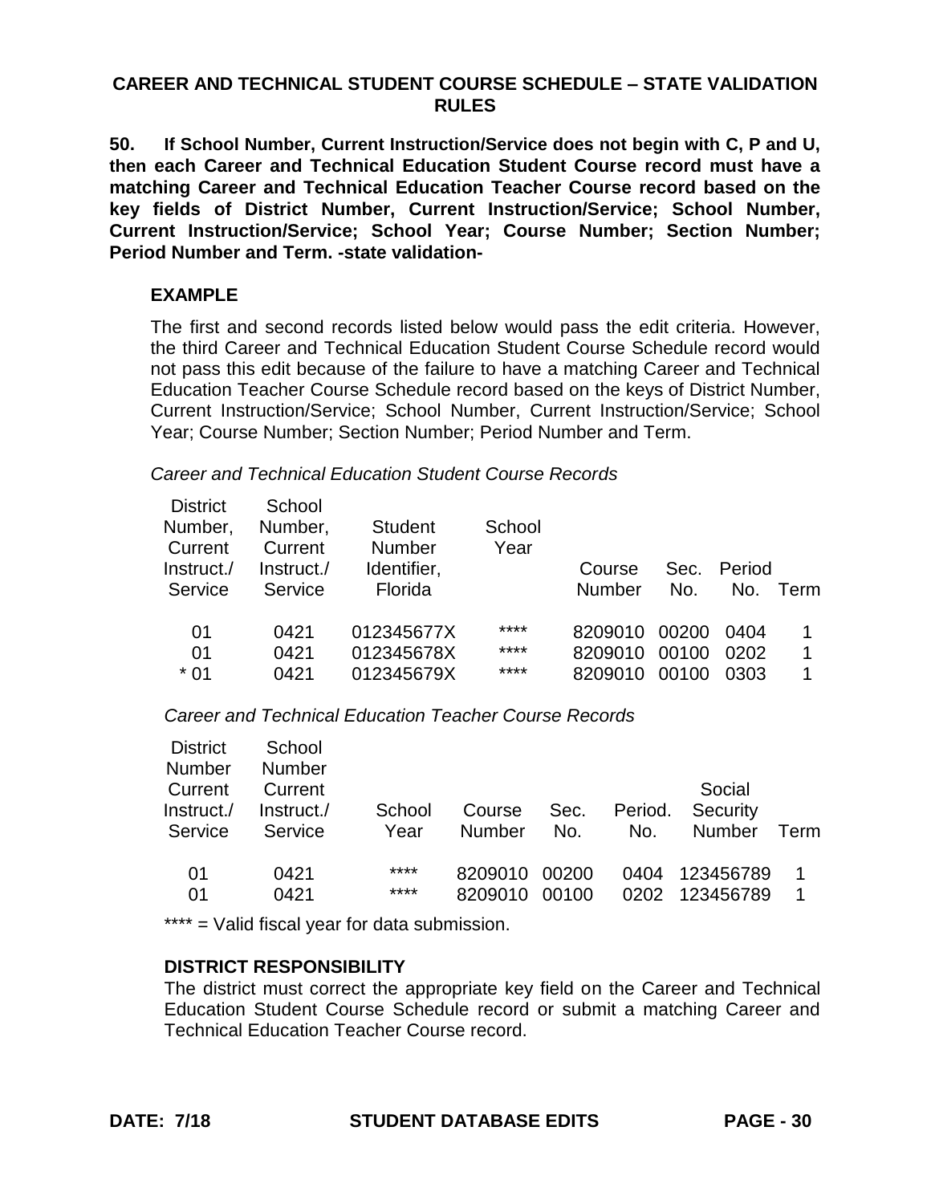## CAREER AND TECHNICAL STUDENT COURSE SCHEDULE – STATE VALIDATION RULES

**50. If School Number, Current Instruction/Service does not begin with C, P and U, then each Career and Technical Education Student Course record must have a matching Career and Technical Education Teacher Course record based on the key fields of District Number, Current Instruction/Service; School Number, Current Instruction/Service; School Year; Course Number; Section Number; Period Number and Term. -state validation-**

### EXAMPLE

The first and second records listed below would pass the edit criteria. However, the third Career and Technical Education Student Course Schedule record would not pass this edit because of the failure to have a matching Career and Technical Education Teacher Course Schedule record based on the keys of District Number, Current Instruction/Service; School Number, Current Instruction/Service; School Year; Course Number; Section Number; Period Number and Term.

*Career and Technical Education Student Course Records*

| District Number, Current Instruct./ Service | School Number, Current Instruct./ Service | Student Number Identifier, Florida | School Year | Course Number | Sec. No. | Period No. | Term |
|---|---|---|---|---|---|---|---|
| 01 | 0421 | 012345677X | **** | 8209010 | 00200 | 0404 | 1 |
| 01 | 0421 | 012345678X | **** | 8209010 | 00100 | 0202 | 1 |
| * 01 | 0421 | 012345679X | **** | 8209010 | 00100 | 0303 | 1 |

*Career and Technical Education Teacher Course Records*

| District Number Current Instruct./ Service | School Number Current Instruct./ Service | School Year | Course Number | Sec. No. | Period. No. | Social Security Number | Term |
|---|---|---|---|---|---|---|---|
| 01 | 0421 | **** | 8209010 | 00200 | 0404 | 123456789 | 1 |
| 01 | 0421 | **** | 8209010 | 00100 | 0202 | 123456789 | 1 |

**** = Valid fiscal year for data submission.

**DISTRICT RESPONSIBILITY**

The district must correct the appropriate key field on the Career and Technical Education Student Course Schedule record or submit a matching Career and Technical Education Teacher Course record.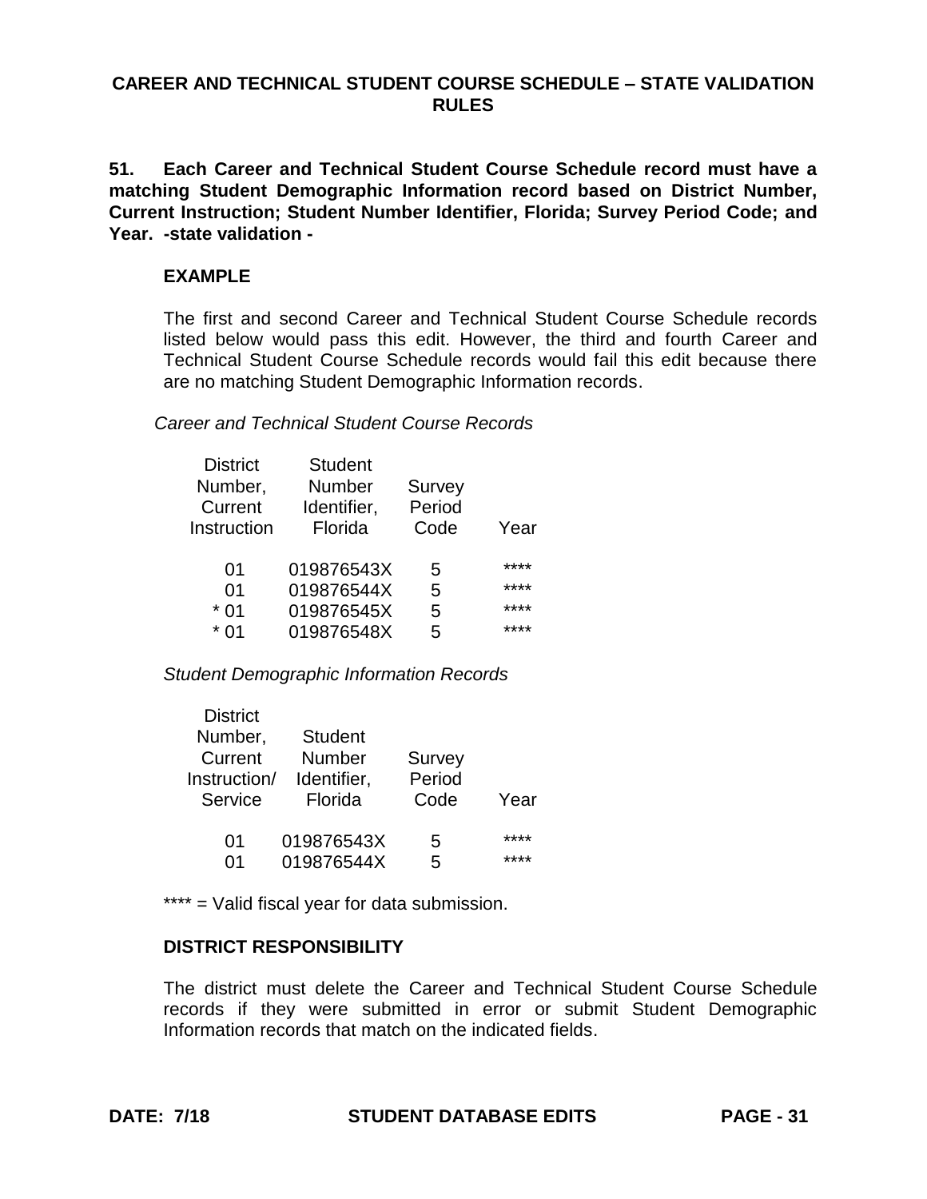## CAREER AND TECHNICAL STUDENT COURSE SCHEDULE – STATE VALIDATION RULES

**51. Each Career and Technical Student Course Schedule record must have a matching Student Demographic Information record based on District Number, Current Instruction; Student Number Identifier, Florida; Survey Period Code; and Year. -state validation -**

**EXAMPLE**

The first and second Career and Technical Student Course Schedule records listed below would pass this edit. However, the third and fourth Career and Technical Student Course Schedule records would fail this edit because there are no matching Student Demographic Information records.

*Career and Technical Student Course Records*

| District Number, Current Instruction | Student Number Identifier, Florida | Survey Period Code | Year |
|---|---|---|---|
| 01 | 019876543X | 5 | **** |
| 01 | 019876544X | 5 | **** |
| * 01 | 019876545X | 5 | **** |
| * 01 | 019876548X | 5 | **** |

*Student Demographic Information Records*

| District Number, Current Instruction/ Service | Student Number Identifier, Florida | Survey Period Code | Year |
|---|---|---|---|
| 01 | 019876543X | 5 | **** |
| 01 | 019876544X | 5 | **** |

**** = Valid fiscal year for data submission.

**DISTRICT RESPONSIBILITY**

The district must delete the Career and Technical Student Course Schedule records if they were submitted in error or submit Student Demographic Information records that match on the indicated fields.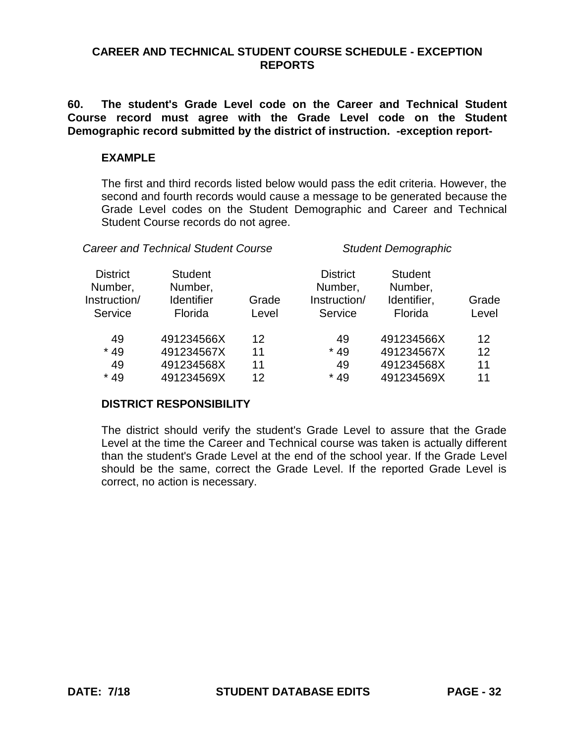# CAREER AND TECHNICAL STUDENT COURSE SCHEDULE - EXCEPTION REPORTS

**60. The student's Grade Level code on the Career and Technical Student Course record must agree with the Grade Level code on the Student Demographic record submitted by the district of instruction. -exception report-**

### EXAMPLE

The first and third records listed below would pass the edit criteria. However, the second and fourth records would cause a message to be generated because the Grade Level codes on the Student Demographic and Career and Technical Student Course records do not agree.

| *Career and Technical Student Course* | | | *Student Demographic* | | |
|---|---|---|---|---|---|
| District Number, Instruction/ Service | Student Number, Identifier Florida | Grade Level | District Number, Instruction/ Service | Student Number, Identifier, Florida | Grade Level |
| 49 | 491234566X | 12 | 49 | 491234566X | 12 |
| * 49 | 491234567X | 11 | * 49 | 491234567X | 12 |
| 49 | 491234568X | 11 | 49 | 491234568X | 11 |
| * 49 | 491234569X | 12 | * 49 | 491234569X | 11 |

### DISTRICT RESPONSIBILITY

The district should verify the student's Grade Level to assure that the Grade Level at the time the Career and Technical course was taken is actually different than the student's Grade Level at the end of the school year. If the Grade Level should be the same, correct the Grade Level. If the reported Grade Level is correct, no action is necessary.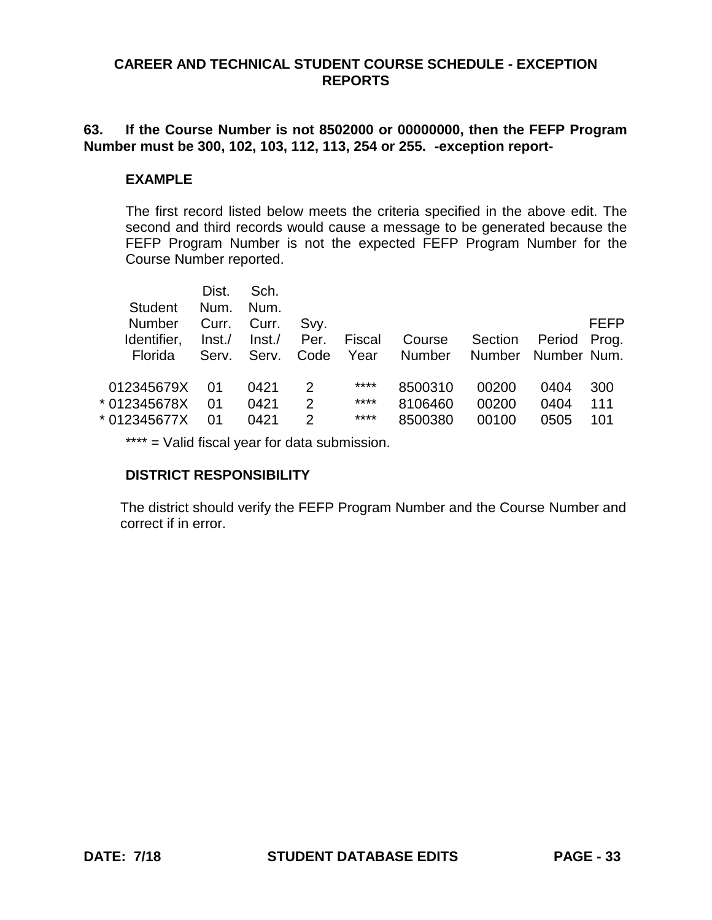# CAREER AND TECHNICAL STUDENT COURSE SCHEDULE - EXCEPTION REPORTS

**63. If the Course Number is not 8502000 or 00000000, then the FEFP Program Number must be 300, 102, 103, 112, 113, 254 or 255. -exception report-**

### EXAMPLE

The first record listed below meets the criteria specified in the above edit. The second and third records would cause a message to be generated because the FEFP Program Number is not the expected FEFP Program Number for the Course Number reported.

| Student Number Identifier, Florida | Dist. Num. Curr. Inst./ Serv. | Sch. Num. Curr. Inst./ Serv. | Svy. Per. Code | Fiscal Year | Course Number | Section Number | Period Number | FEFP Prog. Num. |
|---|---|---|---|---|---|---|---|---|
| 012345679X | 01 | 0421 | 2 | **** | 8500310 | 00200 | 0404 | 300 |
| * 012345678X | 01 | 0421 | 2 | **** | 8106460 | 00200 | 0404 | 111 |
| * 012345677X | 01 | 0421 | 2 | **** | 8500380 | 00100 | 0505 | 101 |

**** = Valid fiscal year for data submission.

### DISTRICT RESPONSIBILITY

The district should verify the FEFP Program Number and the Course Number and correct if in error.